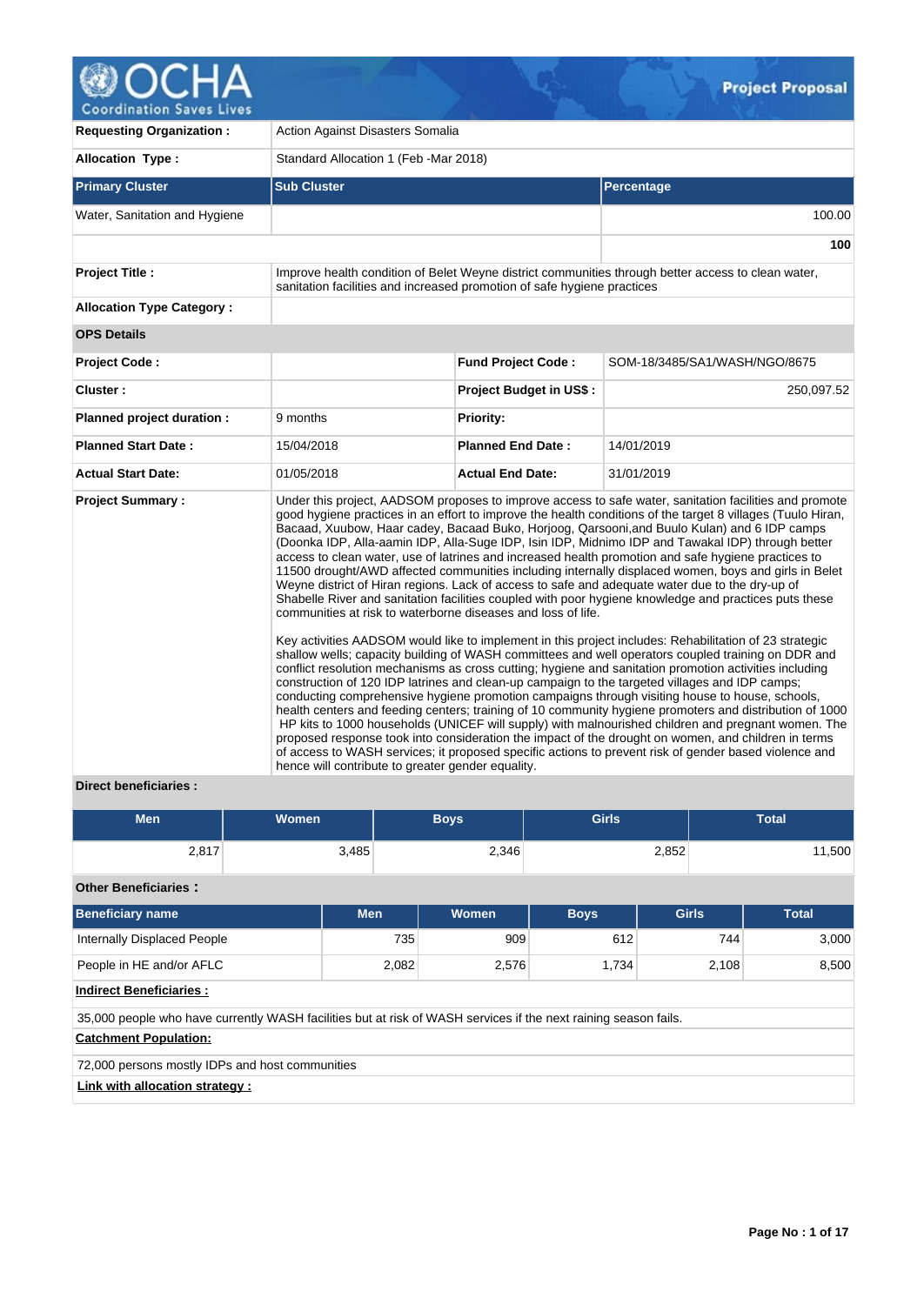# OCHA Coordination Saves Lives

**Project Proposal**

| | | | |
|---|---|---|---|
| **Requesting Organization :** | Action Against Disasters Somalia | | |
| **Allocation Type :** | Standard Allocation 1 (Feb -Mar 2018) | | |

| **Primary Cluster** | **Sub Cluster** | **Percentage** |
|---|---|---|
| Water, Sanitation and Hygiene | | 100.00 |
| | | **100** |

| | |
|---|---|
| **Project Title :** | Improve health condition of Belet Weyne district communities through better access to clean water, sanitation facilities and increased promotion of safe hygiene practices |
| **Allocation Type Category :** | |

**OPS Details**

| | | | |
|---|---|---|---|
| **Project Code :** | | **Fund Project Code :** | SOM-18/3485/SA1/WASH/NGO/8675 |
| **Cluster :** | | **Project Budget in US$ :** | 250,097.52 |
| **Planned project duration :** | 9 months | **Priority:** | |
| **Planned Start Date :** | 15/04/2018 | **Planned End Date :** | 14/01/2019 |
| **Actual Start Date:** | 01/05/2018 | **Actual End Date:** | 31/01/2019 |

**Project Summary :**

Under this project, AADSOM proposes to improve access to safe water, sanitation facilities and promote good hygiene practices in an effort to improve the health conditions of the target 8 villages (Tuulo Hiran, Bacaad, Xuubow, Haar cadey, Bacaad Buko, Horjoog, Qarsooni,and Buulo Kulan) and 6 IDP camps (Doonka IDP, Alla-aamin IDP, Alla-Suge IDP, Isin IDP, Midnimo IDP and Tawakal IDP) through better access to clean water, use of latrines and increased health promotion and safe hygiene practices to 11500 drought/AWD affected communities including internally displaced women, boys and girls in Belet Weyne district of Hiran regions. Lack of access to safe and adequate water due to the dry-up of Shabelle River and sanitation facilities coupled with poor hygiene knowledge and practices puts these communities at risk to waterborne diseases and loss of life.

Key activities AADSOM would like to implement in this project includes: Rehabilitation of 23 strategic shallow wells; capacity building of WASH committees and well operators coupled training on DDR and conflict resolution mechanisms as cross cutting; hygiene and sanitation promotion activities including construction of 120 IDP latrines and clean-up campaign to the targeted villages and IDP camps; conducting comprehensive hygiene promotion campaigns through visiting house to house, schools, health centers and feeding centers; training of 10 community hygiene promoters and distribution of 1000 HP kits to 1000 households (UNICEF will supply) with malnourished children and pregnant women. The proposed response took into consideration the impact of the drought on women, and children in terms of access to WASH services; it proposed specific actions to prevent risk of gender based violence and hence will contribute to greater gender equality.

**Direct beneficiaries :**

| Men | Women | Boys | Girls | Total |
|---|---|---|---|---|
| 2,817 | 3,485 | 2,346 | 2,852 | 11,500 |

**Other Beneficiaries :**

| Beneficiary name | Men | Women | Boys | Girls | Total |
|---|---|---|---|---|---|
| Internally Displaced People | 735 | 909 | 612 | 744 | 3,000 |
| People in HE and/or AFLC | 2,082 | 2,576 | 1,734 | 2,108 | 8,500 |

**Indirect Beneficiaries :**

35,000 people who have currently WASH facilities but at risk of WASH services if the next raining season fails.

**Catchment Population:**

72,000 persons mostly IDPs and host communities

**Link with allocation strategy :**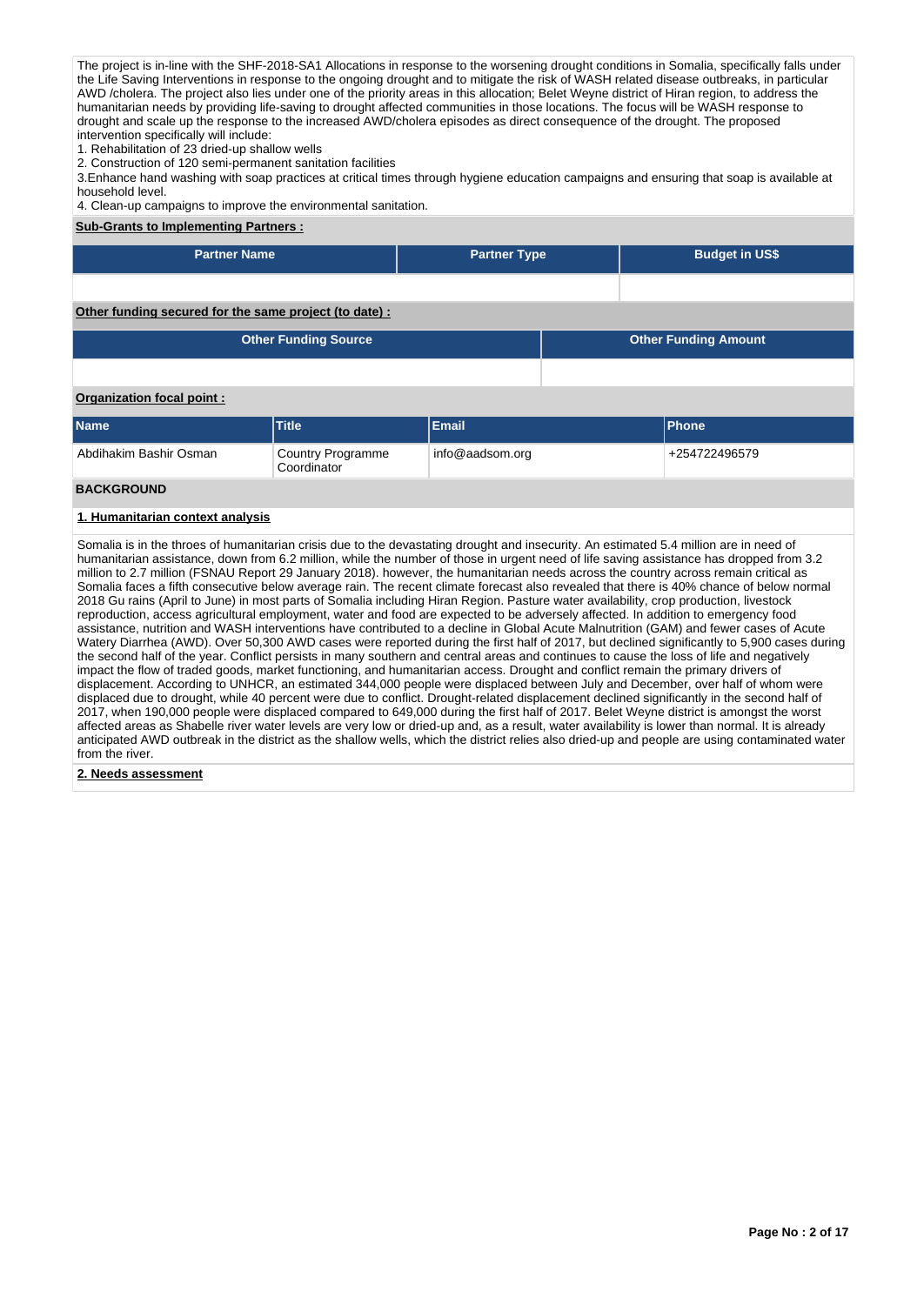The project is in-line with the SHF-2018-SA1 Allocations in response to the worsening drought conditions in Somalia, specifically falls under the Life Saving Interventions in response to the ongoing drought and to mitigate the risk of WASH related disease outbreaks, in particular AWD /cholera. The project also lies under one of the priority areas in this allocation; Belet Weyne district of Hiran region, to address the humanitarian needs by providing life-saving to drought affected communities in those locations. The focus will be WASH response to drought and scale up the response to the increased AWD/cholera episodes as direct consequence of the drought. The proposed intervention specifically will include:
1. Rehabilitation of 23 dried-up shallow wells
2. Construction of 120 semi-permanent sanitation facilities
3.Enhance hand washing with soap practices at critical times through hygiene education campaigns and ensuring that soap is available at household level.
4. Clean-up campaigns to improve the environmental sanitation.

**Sub-Grants to Implementing Partners :**

| Partner Name | Partner Type | Budget in US$ |
|---|---|---|
| | | |

**Other funding secured for the same project (to date) :**

| Other Funding Source | Other Funding Amount |
|---|---|
| | |

**Organization focal point :**

| Name | Title | Email | Phone |
|---|---|---|---|
| Abdihakim Bashir Osman | Country Programme Coordinator | info@aadsom.org | +254722496579 |

## BACKGROUND

### 1. Humanitarian context analysis

Somalia is in the throes of humanitarian crisis due to the devastating drought and insecurity. An estimated 5.4 million are in need of humanitarian assistance, down from 6.2 million, while the number of those in urgent need of life saving assistance has dropped from 3.2 million to 2.7 million (FSNAU Report 29 January 2018). however, the humanitarian needs across the country across remain critical as Somalia faces a fifth consecutive below average rain. The recent climate forecast also revealed that there is 40% chance of below normal 2018 Gu rains (April to June) in most parts of Somalia including Hiran Region. Pasture water availability, crop production, livestock reproduction, access agricultural employment, water and food are expected to be adversely affected. In addition to emergency food assistance, nutrition and WASH interventions have contributed to a decline in Global Acute Malnutrition (GAM) and fewer cases of Acute Watery Diarrhea (AWD). Over 50,300 AWD cases were reported during the first half of 2017, but declined significantly to 5,900 cases during the second half of the year. Conflict persists in many southern and central areas and continues to cause the loss of life and negatively impact the flow of traded goods, market functioning, and humanitarian access. Drought and conflict remain the primary drivers of displacement. According to UNHCR, an estimated 344,000 people were displaced between July and December, over half of whom were displaced due to drought, while 40 percent were due to conflict. Drought-related displacement declined significantly in the second half of 2017, when 190,000 people were displaced compared to 649,000 during the first half of 2017. Belet Weyne district is amongst the worst affected areas as Shabelle river water levels are very low or dried-up and, as a result, water availability is lower than normal. It is already anticipated AWD outbreak in the district as the shallow wells, which the district relies also dried-up and people are using contaminated water from the river.

### 2. Needs assessment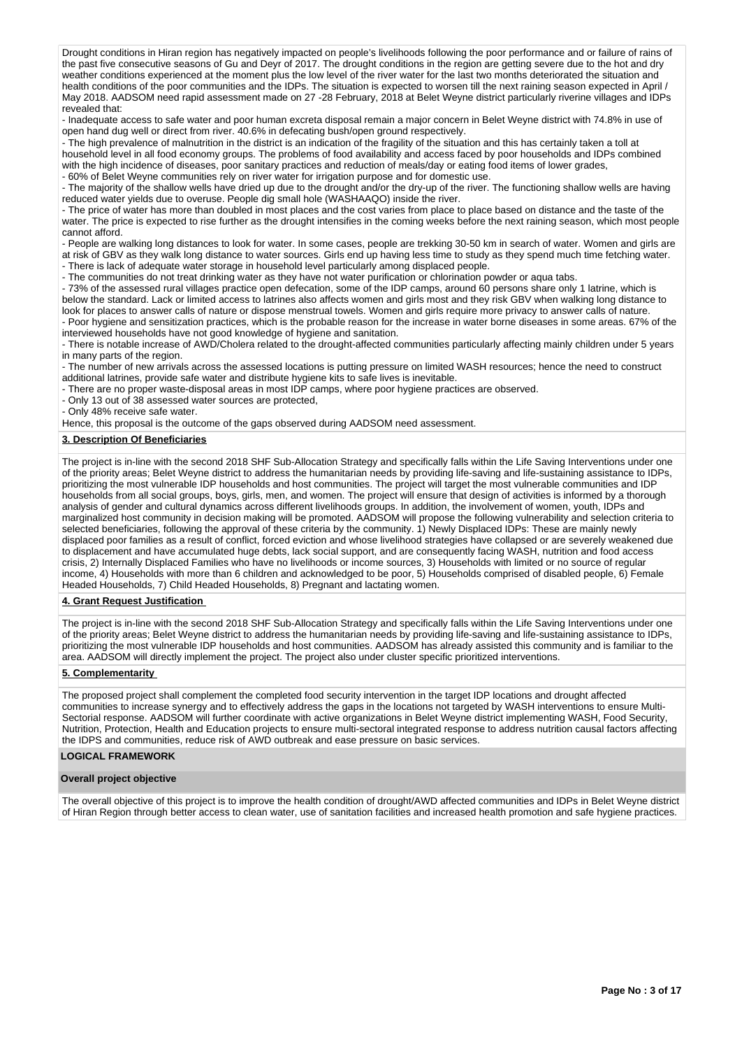Drought conditions in Hiran region has negatively impacted on people's livelihoods following the poor performance and or failure of rains of the past five consecutive seasons of Gu and Deyr of 2017. The drought conditions in the region are getting severe due to the hot and dry weather conditions experienced at the moment plus the low level of the river water for the last two months deteriorated the situation and health conditions of the poor communities and the IDPs. The situation is expected to worsen till the next raining season expected in April / May 2018. AADSOM need rapid assessment made on 27 -28 February, 2018 at Belet Weyne district particularly riverine villages and IDPs revealed that:

- Inadequate access to safe water and poor human excreta disposal remain a major concern in Belet Weyne district with 74.8% in use of open hand dug well or direct from river. 40.6% in defecating bush/open ground respectively.
- The high prevalence of malnutrition in the district is an indication of the fragility of the situation and this has certainly taken a toll at household level in all food economy groups. The problems of food availability and access faced by poor households and IDPs combined with the high incidence of diseases, poor sanitary practices and reduction of meals/day or eating food items of lower grades,
- 60% of Belet Weyne communities rely on river water for irrigation purpose and for domestic use.
- The majority of the shallow wells have dried up due to the drought and/or the dry-up of the river. The functioning shallow wells are having reduced water yields due to overuse. People dig small hole (WASHAAQO) inside the river.
- The price of water has more than doubled in most places and the cost varies from place to place based on distance and the taste of the water. The price is expected to rise further as the drought intensifies in the coming weeks before the next raining season, which most people cannot afford.
- People are walking long distances to look for water. In some cases, people are trekking 30-50 km in search of water. Women and girls are at risk of GBV as they walk long distance to water sources. Girls end up having less time to study as they spend much time fetching water.
- There is lack of adequate water storage in household level particularly among displaced people.
- The communities do not treat drinking water as they have not water purification or chlorination powder or aqua tabs.
- 73% of the assessed rural villages practice open defecation, some of the IDP camps, around 60 persons share only 1 latrine, which is below the standard. Lack or limited access to latrines also affects women and girls most and they risk GBV when walking long distance to look for places to answer calls of nature or dispose menstrual towels. Women and girls require more privacy to answer calls of nature.
- Poor hygiene and sensitization practices, which is the probable reason for the increase in water borne diseases in some areas. 67% of the interviewed households have not good knowledge of hygiene and sanitation.
- There is notable increase of AWD/Cholera related to the drought-affected communities particularly affecting mainly children under 5 years in many parts of the region.
- The number of new arrivals across the assessed locations is putting pressure on limited WASH resources; hence the need to construct additional latrines, provide safe water and distribute hygiene kits to safe lives is inevitable.
- There are no proper waste-disposal areas in most IDP camps, where poor hygiene practices are observed.
- Only 13 out of 38 assessed water sources are protected,
- Only 48% receive safe water.

Hence, this proposal is the outcome of the gaps observed during AADSOM need assessment.

## 3. Description Of Beneficiaries

The project is in-line with the second 2018 SHF Sub-Allocation Strategy and specifically falls within the Life Saving Interventions under one of the priority areas; Belet Weyne district to address the humanitarian needs by providing life-saving and life-sustaining assistance to IDPs, prioritizing the most vulnerable IDP households and host communities. The project will target the most vulnerable communities and IDP households from all social groups, boys, girls, men, and women. The project will ensure that design of activities is informed by a thorough analysis of gender and cultural dynamics across different livelihoods groups. In addition, the involvement of women, youth, IDPs and marginalized host community in decision making will be promoted. AADSOM will propose the following vulnerability and selection criteria to selected beneficiaries, following the approval of these criteria by the community. 1) Newly Displaced IDPs: These are mainly newly displaced poor families as a result of conflict, forced eviction and whose livelihood strategies have collapsed or are severely weakened due to displacement and have accumulated huge debts, lack social support, and are consequently facing WASH, nutrition and food access crisis, 2) Internally Displaced Families who have no livelihoods or income sources, 3) Households with limited or no source of regular income, 4) Households with more than 6 children and acknowledged to be poor, 5) Households comprised of disabled people, 6) Female Headed Households, 7) Child Headed Households, 8) Pregnant and lactating women.

## 4. Grant Request Justification

The project is in-line with the second 2018 SHF Sub-Allocation Strategy and specifically falls within the Life Saving Interventions under one of the priority areas; Belet Weyne district to address the humanitarian needs by providing life-saving and life-sustaining assistance to IDPs, prioritizing the most vulnerable IDP households and host communities. AADSOM has already assisted this community and is familiar to the area. AADSOM will directly implement the project. The project also under cluster specific prioritized interventions.

## 5. Complementarity

The proposed project shall complement the completed food security intervention in the target IDP locations and drought affected communities to increase synergy and to effectively address the gaps in the locations not targeted by WASH interventions to ensure Multi-Sectorial response. AADSOM will further coordinate with active organizations in Belet Weyne district implementing WASH, Food Security, Nutrition, Protection, Health and Education projects to ensure multi-sectoral integrated response to address nutrition causal factors affecting the IDPS and communities, reduce risk of AWD outbreak and ease pressure on basic services.

## LOGICAL FRAMEWORK

### Overall project objective

The overall objective of this project is to improve the health condition of drought/AWD affected communities and IDPs in Belet Weyne district of Hiran Region through better access to clean water, use of sanitation facilities and increased health promotion and safe hygiene practices.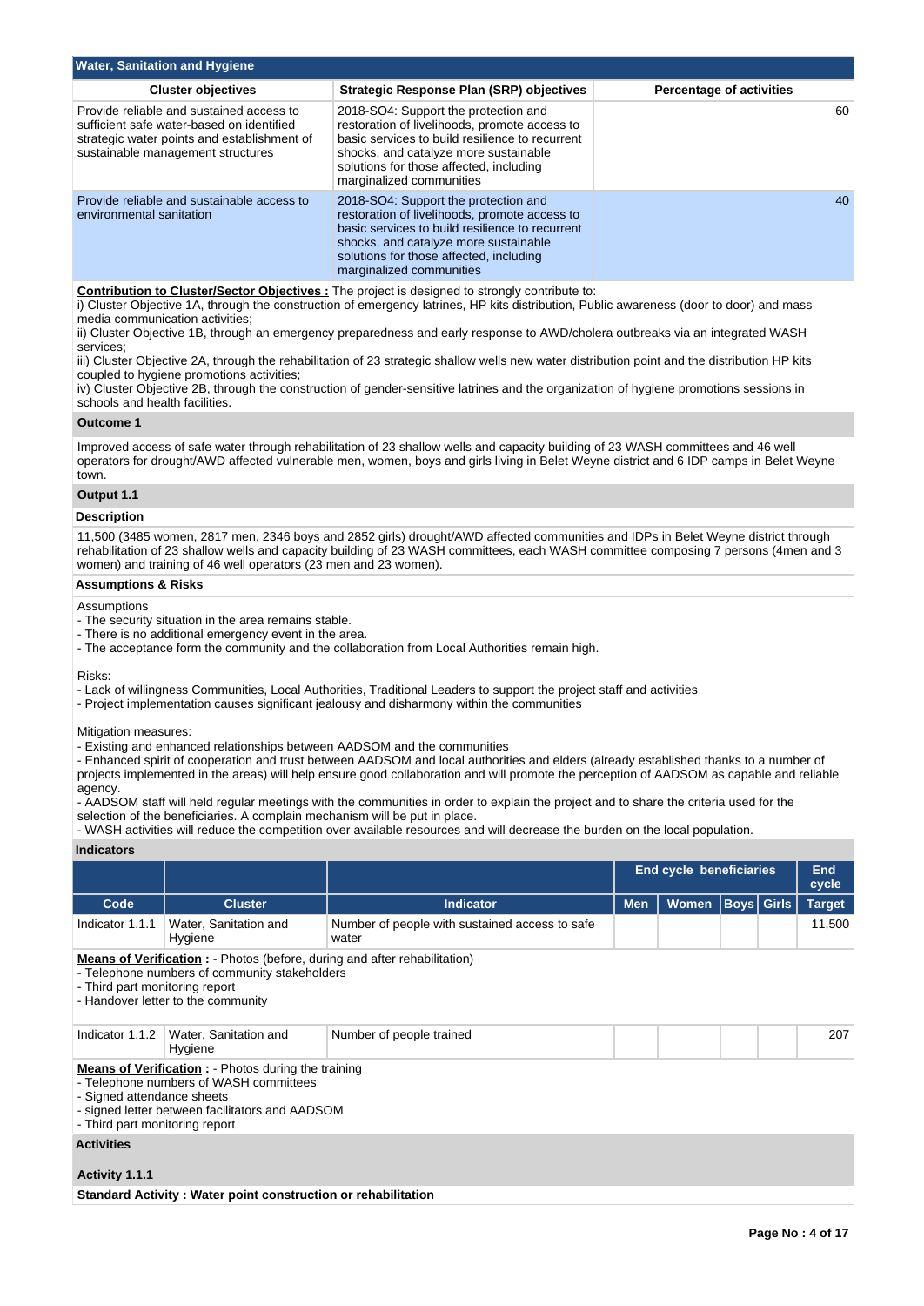## Water, Sanitation and Hygiene

| Cluster objectives | Strategic Response Plan (SRP) objectives | Percentage of activities |
|---|---|---|
| Provide reliable and sustained access to sufficient safe water-based on identified strategic water points and establishment of sustainable management structures | 2018-SO4: Support the protection and restoration of livelihoods, promote access to basic services to build resilience to recurrent shocks, and catalyze more sustainable solutions for those affected, including marginalized communities | 60 |
| Provide reliable and sustainable access to environmental sanitation | 2018-SO4: Support the protection and restoration of livelihoods, promote access to basic services to build resilience to recurrent shocks, and catalyze more sustainable solutions for those affected, including marginalized communities | 40 |

**Contribution to Cluster/Sector Objectives :** The project is designed to strongly contribute to:
i) Cluster Objective 1A, through the construction of emergency latrines, HP kits distribution, Public awareness (door to door) and mass media communication activities;
ii) Cluster Objective 1B, through an emergency preparedness and early response to AWD/cholera outbreaks via an integrated WASH services;
iii) Cluster Objective 2A, through the rehabilitation of 23 strategic shallow wells new water distribution point and the distribution HP kits coupled to hygiene promotions activities;
iv) Cluster Objective 2B, through the construction of gender-sensitive latrines and the organization of hygiene promotions sessions in schools and health facilities.

### Outcome 1

Improved access of safe water through rehabilitation of 23 shallow wells and capacity building of 23 WASH committees and 46 well operators for drought/AWD affected vulnerable men, women, boys and girls living in Belet Weyne district and 6 IDP camps in Belet Weyne town.

### Output 1.1

**Description**

11,500 (3485 women, 2817 men, 2346 boys and 2852 girls) drought/AWD affected communities and IDPs in Belet Weyne district through rehabilitation of 23 shallow wells and capacity building of 23 WASH committees, each WASH committee composing 7 persons (4men and 3 women) and training of 46 well operators (23 men and 23 women).

**Assumptions & Risks**

Assumptions
- The security situation in the area remains stable.
- There is no additional emergency event in the area.
- The acceptance form the community and the collaboration from Local Authorities remain high.

Risks:
- Lack of willingness Communities, Local Authorities, Traditional Leaders to support the project staff and activities
- Project implementation causes significant jealousy and disharmony within the communities

Mitigation measures:
- Existing and enhanced relationships between AADSOM and the communities
- Enhanced spirit of cooperation and trust between AADSOM and local authorities and elders (already established thanks to a number of projects implemented in the areas) will help ensure good collaboration and will promote the perception of AADSOM as capable and reliable agency.
- AADSOM staff will held regular meetings with the communities in order to explain the project and to share the criteria used for the selection of the beneficiaries. A complain mechanism will be put in place.
- WASH activities will reduce the competition over available resources and will decrease the burden on the local population.

**Indicators**

| | | | End cycle beneficiaries | | | | End cycle |
|---|---|---|---|---|---|---|---|
| Code | Cluster | Indicator | Men | Women | Boys | Girls | Target |
| Indicator 1.1.1 | Water, Sanitation and Hygiene | Number of people with sustained access to safe water | | | | | 11,500 |

**Means of Verification :** - Photos (before, during and after rehabilitation)
- Telephone numbers of community stakeholders
- Third part monitoring report
- Handover letter to the community

| | | | | | | | |
|---|---|---|---|---|---|---|---|
| Indicator 1.1.2 | Water, Sanitation and Hygiene | Number of people trained | | | | | 207 |

**Means of Verification :** - Photos during the training
- Telephone numbers of WASH committees
- Signed attendance sheets
- signed letter between facilitators and AADSOM
- Third part monitoring report

**Activities**

**Activity 1.1.1**

**Standard Activity : Water point construction or rehabilitation**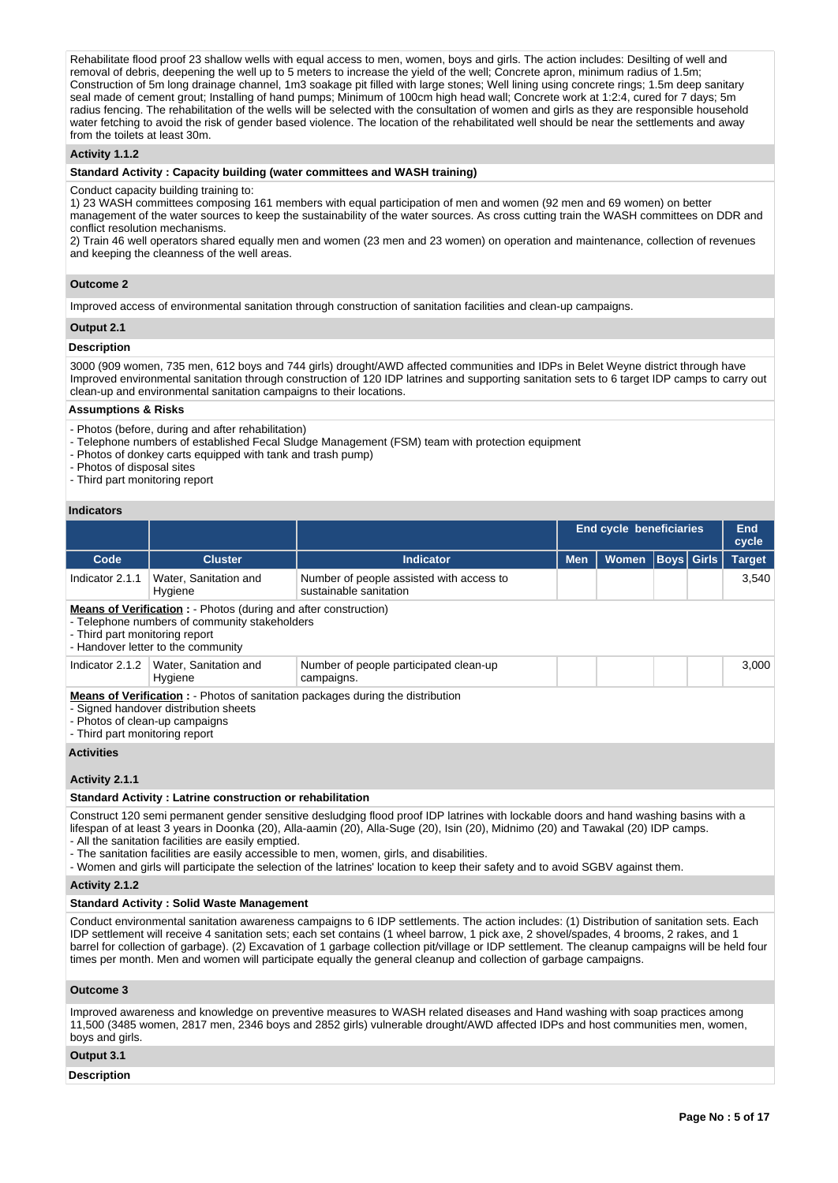Rehabilitate flood proof 23 shallow wells with equal access to men, women, boys and girls. The action includes: Desilting of well and removal of debris, deepening the well up to 5 meters to increase the yield of the well; Concrete apron, minimum radius of 1.5m; Construction of 5m long drainage channel, 1m3 soakage pit filled with large stones; Well lining using concrete rings; 1.5m deep sanitary seal made of cement grout; Installing of hand pumps; Minimum of 100cm high head wall; Concrete work at 1:2:4, cured for 7 days; 5m radius fencing. The rehabilitation of the wells will be selected with the consultation of women and girls as they are responsible household water fetching to avoid the risk of gender based violence. The location of the rehabilitated well should be near the settlements and away from the toilets at least 30m.

### Activity 1.1.2

**Standard Activity : Capacity building (water committees and WASH training)**

Conduct capacity building training to:
1) 23 WASH committees composing 161 members with equal participation of men and women (92 men and 69 women) on better management of the water sources to keep the sustainability of the water sources. As cross cutting train the WASH committees on DDR and conflict resolution mechanisms.
2) Train 46 well operators shared equally men and women (23 men and 23 women) on operation and maintenance, collection of revenues and keeping the cleanness of the well areas.

## Outcome 2

Improved access of environmental sanitation through construction of sanitation facilities and clean-up campaigns.

### Output 2.1

**Description**

3000 (909 women, 735 men, 612 boys and 744 girls) drought/AWD affected communities and IDPs in Belet Weyne district through have Improved environmental sanitation through construction of 120 IDP latrines and supporting sanitation sets to 6 target IDP camps to carry out clean-up and environmental sanitation campaigns to their locations.

**Assumptions & Risks**

- Photos (before, during and after rehabilitation)
- Telephone numbers of established Fecal Sludge Management (FSM) team with protection equipment
- Photos of donkey carts equipped with tank and trash pump)
- Photos of disposal sites
- Third part monitoring report

**Indicators**

| | | | End cycle beneficiaries | | | | End cycle |
|---|---|---|---|---|---|---|---|
| Code | Cluster | Indicator | Men | Women | Boys | Girls | Target |
| Indicator 2.1.1 | Water, Sanitation and Hygiene | Number of people assisted with access to sustainable sanitation | | | | | 3,540 |

**Means of Verification :** - Photos (during and after construction)
- Telephone numbers of community stakeholders
- Third part monitoring report
- Handover letter to the community

| Code | Cluster | Indicator | Men | Women | Boys | Girls | Target |
|---|---|---|---|---|---|---|---|
| Indicator 2.1.2 | Water, Sanitation and Hygiene | Number of people participated clean-up campaigns. | | | | | 3,000 |

**Means of Verification :** - Photos of sanitation packages during the distribution
- Signed handover distribution sheets
- Photos of clean-up campaigns
- Third part monitoring report

**Activities**

### Activity 2.1.1

**Standard Activity : Latrine construction or rehabilitation**

Construct 120 semi permanent gender sensitive desludging flood proof IDP latrines with lockable doors and hand washing basins with a lifespan of at least 3 years in Doonka (20), Alla-aamin (20), Alla-Suge (20), Isin (20), Midnimo (20) and Tawakal (20) IDP camps.
- All the sanitation facilities are easily emptied.
- The sanitation facilities are easily accessible to men, women, girls, and disabilities.
- Women and girls will participate the selection of the latrines' location to keep their safety and to avoid SGBV against them.

### Activity 2.1.2

**Standard Activity : Solid Waste Management**

Conduct environmental sanitation awareness campaigns to 6 IDP settlements. The action includes: (1) Distribution of sanitation sets. Each IDP settlement will receive 4 sanitation sets; each set contains (1 wheel barrow, 1 pick axe, 2 shovel/spades, 4 brooms, 2 rakes, and 1 barrel for collection of garbage). (2) Excavation of 1 garbage collection pit/village or IDP settlement. The cleanup campaigns will be held four times per month. Men and women will participate equally the general cleanup and collection of garbage campaigns.

## Outcome 3

Improved awareness and knowledge on preventive measures to WASH related diseases and Hand washing with soap practices among 11,500 (3485 women, 2817 men, 2346 boys and 2852 girls) vulnerable drought/AWD affected IDPs and host communities men, women, boys and girls.

### Output 3.1

**Description**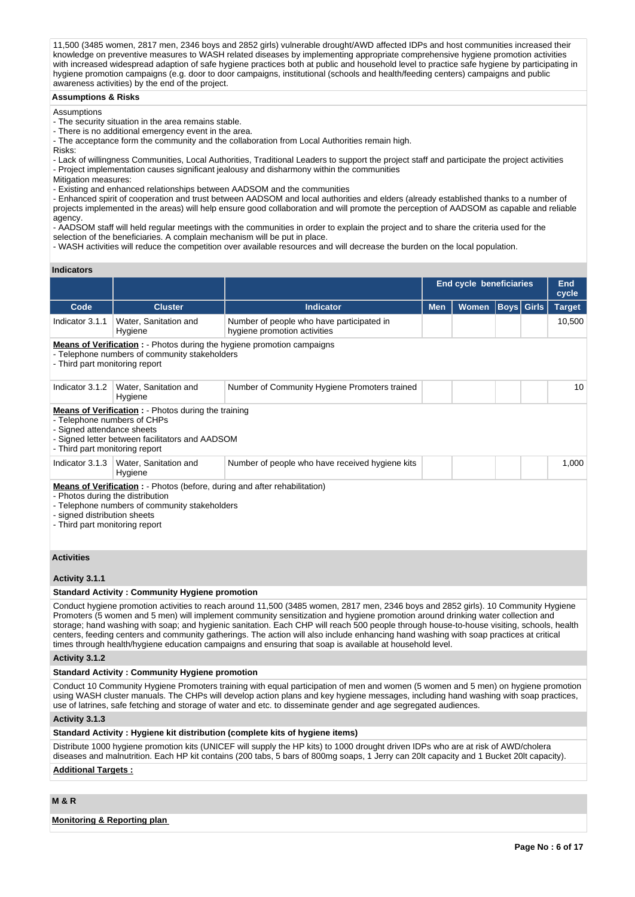11,500 (3485 women, 2817 men, 2346 boys and 2852 girls) vulnerable drought/AWD affected IDPs and host communities increased their knowledge on preventive measures to WASH related diseases by implementing appropriate comprehensive hygiene promotion activities with increased widespread adaption of safe hygiene practices both at public and household level to practice safe hygiene by participating in hygiene promotion campaigns (e.g. door to door campaigns, institutional (schools and health/feeding centers) campaigns and public awareness activities) by the end of the project.

**Assumptions & Risks**

Assumptions
- The security situation in the area remains stable.
- There is no additional emergency event in the area.
- The acceptance form the community and the collaboration from Local Authorities remain high.

Risks:
- Lack of willingness Communities, Local Authorities, Traditional Leaders to support the project staff and participate the project activities
- Project implementation causes significant jealousy and disharmony within the communities

Mitigation measures:
- Existing and enhanced relationships between AADSOM and the communities
- Enhanced spirit of cooperation and trust between AADSOM and local authorities and elders (already established thanks to a number of projects implemented in the areas) will help ensure good collaboration and will promote the perception of AADSOM as capable and reliable agency.
- AADSOM staff will held regular meetings with the communities in order to explain the project and to share the criteria used for the selection of the beneficiaries. A complain mechanism will be put in place.
- WASH activities will reduce the competition over available resources and will decrease the burden on the local population.

**Indicators**

| | | | End cycle beneficiaries | | | | End cycle |
|---|---|---|---|---|---|---|---|
| **Code** | **Cluster** | **Indicator** | **Men** | **Women** | **Boys** | **Girls** | **Target** |
| Indicator 3.1.1 | Water, Sanitation and Hygiene | Number of people who have participated in hygiene promotion activities | | | | | 10,500 |

**Means of Verification :** - Photos during the hygiene promotion campaigns
- Telephone numbers of community stakeholders
- Third part monitoring report

| | | | | | | | |
|---|---|---|---|---|---|---|---|
| Indicator 3.1.2 | Water, Sanitation and Hygiene | Number of Community Hygiene Promoters trained | | | | | 10 |

**Means of Verification :** - Photos during the training
- Telephone numbers of CHPs
- Signed attendance sheets
- Signed letter between facilitators and AADSOM
- Third part monitoring report

| | | | | | | | |
|---|---|---|---|---|---|---|---|
| Indicator 3.1.3 | Water, Sanitation and Hygiene | Number of people who have received hygiene kits | | | | | 1,000 |

**Means of Verification :** - Photos (before, during and after rehabilitation)
- Photos during the distribution
- Telephone numbers of community stakeholders
- signed distribution sheets
- Third part monitoring report

**Activities**

**Activity 3.1.1**

**Standard Activity : Community Hygiene promotion**

Conduct hygiene promotion activities to reach around 11,500 (3485 women, 2817 men, 2346 boys and 2852 girls). 10 Community Hygiene Promoters (5 women and 5 men) will implement community sensitization and hygiene promotion around drinking water collection and storage; hand washing with soap; and hygienic sanitation. Each CHP will reach 500 people through house-to-house visiting, schools, health centers, feeding centers and community gatherings. The action will also include enhancing hand washing with soap practices at critical times through health/hygiene education campaigns and ensuring that soap is available at household level.

**Activity 3.1.2**

**Standard Activity : Community Hygiene promotion**

Conduct 10 Community Hygiene Promoters training with equal participation of men and women (5 women and 5 men) on hygiene promotion using WASH cluster manuals. The CHPs will develop action plans and key hygiene messages, including hand washing with soap practices, use of latrines, safe fetching and storage of water and etc. to disseminate gender and age segregated audiences.

**Activity 3.1.3**

**Standard Activity : Hygiene kit distribution (complete kits of hygiene items)**

Distribute 1000 hygiene promotion kits (UNICEF will supply the HP kits) to 1000 drought driven IDPs who are at risk of AWD/cholera diseases and malnutrition. Each HP kit contains (200 tabs, 5 bars of 800mg soaps, 1 Jerry can 20lt capacity and 1 Bucket 20lt capacity).

**Additional Targets :**

**M & R**

**Monitoring & Reporting plan**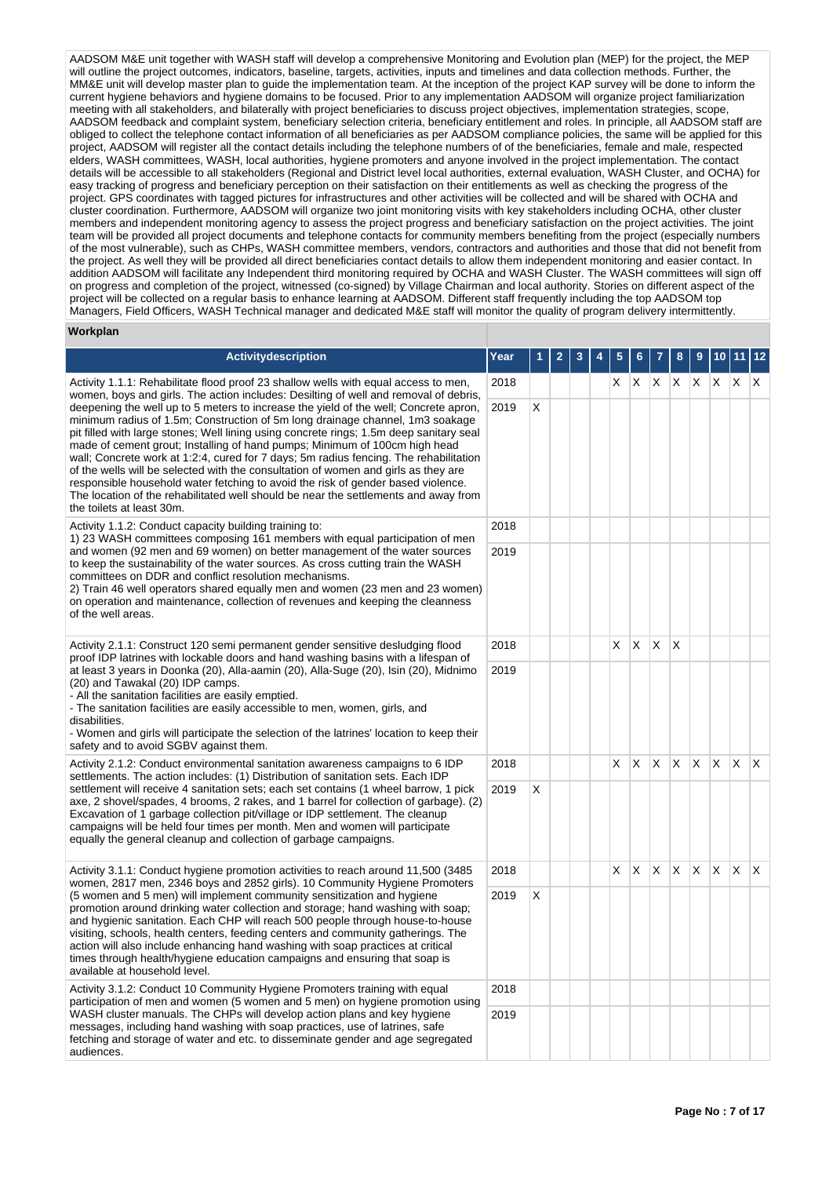AADSOM M&E unit together with WASH staff will develop a comprehensive Monitoring and Evolution plan (MEP) for the project, the MEP will outline the project outcomes, indicators, baseline, targets, activities, inputs and timelines and data collection methods. Further, the MM&E unit will develop master plan to guide the implementation team. At the inception of the project KAP survey will be done to inform the current hygiene behaviors and hygiene domains to be focused. Prior to any implementation AADSOM will organize project familiarization meeting with all stakeholders, and bilaterally with project beneficiaries to discuss project objectives, implementation strategies, scope, AADSOM feedback and complaint system, beneficiary selection criteria, beneficiary entitlement and roles. In principle, all AADSOM staff are obliged to collect the telephone contact information of all beneficiaries as per AADSOM compliance policies, the same will be applied for this project, AADSOM will register all the contact details including the telephone numbers of of the beneficiaries, female and male, respected elders, WASH committees, WASH, local authorities, hygiene promoters and anyone involved in the project implementation. The contact details will be accessible to all stakeholders (Regional and District level local authorities, external evaluation, WASH Cluster, and OCHA) for easy tracking of progress and beneficiary perception on their satisfaction on their entitlements as well as checking the progress of the project. GPS coordinates with tagged pictures for infrastructures and other activities will be collected and will be shared with OCHA and cluster coordination. Furthermore, AADSOM will organize two joint monitoring visits with key stakeholders including OCHA, other cluster members and independent monitoring agency to assess the project progress and beneficiary satisfaction on the project activities. The joint team will be provided all project documents and telephone contacts for community members benefiting from the project (especially numbers of the most vulnerable), such as CHPs, WASH committee members, vendors, contractors and authorities and those that did not benefit from the project. As well they will be provided all direct beneficiaries contact details to allow them independent monitoring and easier contact. In addition AADSOM will facilitate any Independent third monitoring required by OCHA and WASH Cluster. The WASH committees will sign off on progress and completion of the project, witnessed (co-signed) by Village Chairman and local authority. Stories on different aspect of the project will be collected on a regular basis to enhance learning at AADSOM. Different staff frequently including the top AADSOM top Managers, Field Officers, WASH Technical manager and dedicated M&E staff will monitor the quality of program delivery intermittently.

**Workplan**

| Activitydescription | Year | 1 | 2 | 3 | 4 | 5 | 6 | 7 | 8 | 9 | 10 | 11 | 12 |
|---|---|---|---|---|---|---|---|---|---|---|---|---|---|
| Activity 1.1.1: Rehabilitate flood proof 23 shallow wells with equal access to men, women, boys and girls. The action includes: Desilting of well and removal of debris, deepening the well up to 5 meters to increase the yield of the well; Concrete apron, minimum radius of 1.5m; Construction of 5m long drainage channel, 1m3 soakage pit filled with large stones; Well lining using concrete rings; 1.5m deep sanitary seal made of cement grout; Installing of hand pumps; Minimum of 100cm high head wall; Concrete work at 1:2:4, cured for 7 days; 5m radius fencing. The rehabilitation of the wells will be selected with the consultation of women and girls as they are responsible household water fetching to avoid the risk of gender based violence. The location of the rehabilitated well should be near the settlements and away from the toilets at least 30m. | 2018 | | | | | X | X | X | X | X | X | X | X |
| | 2019 | X | | | | | | | | | | | |
| Activity 1.1.2: Conduct capacity building training to:<br>1) 23 WASH committees composing 161 members with equal participation of men and women (92 men and 69 women) on better management of the water sources to keep the sustainability of the water sources. As cross cutting train the WASH committees on DDR and conflict resolution mechanisms.<br>2) Train 46 well operators shared equally men and women (23 men and 23 women) on operation and maintenance, collection of revenues and keeping the cleanness of the well areas. | 2018 | | | | | | | | | | | | |
| | 2019 | | | | | | | | | | | | |
| Activity 2.1.1: Construct 120 semi permanent gender sensitive desludging flood proof IDP latrines with lockable doors and hand washing basins with a lifespan of at least 3 years in Doonka (20), Alla-aamin (20), Alla-Suge (20), Isin (20), Midnimo (20) and Tawakal (20) IDP camps.<br>- All the sanitation facilities are easily emptied.<br>- The sanitation facilities are easily accessible to men, women, girls, and disabilities.<br>- Women and girls will participate the selection of the latrines' location to keep their safety and to avoid SGBV against them. | 2018 | | | | | X | X | X | X | | | | |
| | 2019 | | | | | | | | | | | | |
| Activity 2.1.2: Conduct environmental sanitation awareness campaigns to 6 IDP settlements. The action includes: (1) Distribution of sanitation sets. Each IDP settlement will receive 4 sanitation sets; each set contains (1 wheel barrow, 1 pick axe, 2 shovel/spades, 4 brooms, 2 rakes, and 1 barrel for collection of garbage). (2) Excavation of 1 garbage collection pit/village or IDP settlement. The cleanup campaigns will be held four times per month. Men and women will participate equally the general cleanup and collection of garbage campaigns. | 2018 | | | | | X | X | X | X | X | X | X | X |
| | 2019 | X | | | | | | | | | | | |
| Activity 3.1.1: Conduct hygiene promotion activities to reach around 11,500 (3485 women, 2817 men, 2346 boys and 2852 girls). 10 Community Hygiene Promoters (5 women and 5 men) will implement community sensitization and hygiene promotion around drinking water collection and storage; hand washing with soap; and hygienic sanitation. Each CHP will reach 500 people through house-to-house visiting, schools, health centers, feeding centers and community gatherings. The action will also include enhancing hand washing with soap practices at critical times through health/hygiene education campaigns and ensuring that soap is available at household level. | 2018 | | | | | X | X | X | X | X | X | X | X |
| | 2019 | X | | | | | | | | | | | |
| Activity 3.1.2: Conduct 10 Community Hygiene Promoters training with equal participation of men and women (5 women and 5 men) on hygiene promotion using WASH cluster manuals. The CHPs will develop action plans and key hygiene messages, including hand washing with soap practices, use of latrines, safe fetching and storage of water and etc. to disseminate gender and age segregated audiences. | 2018 | | | | | | | | | | | | |
| | 2019 | | | | | | | | | | | | |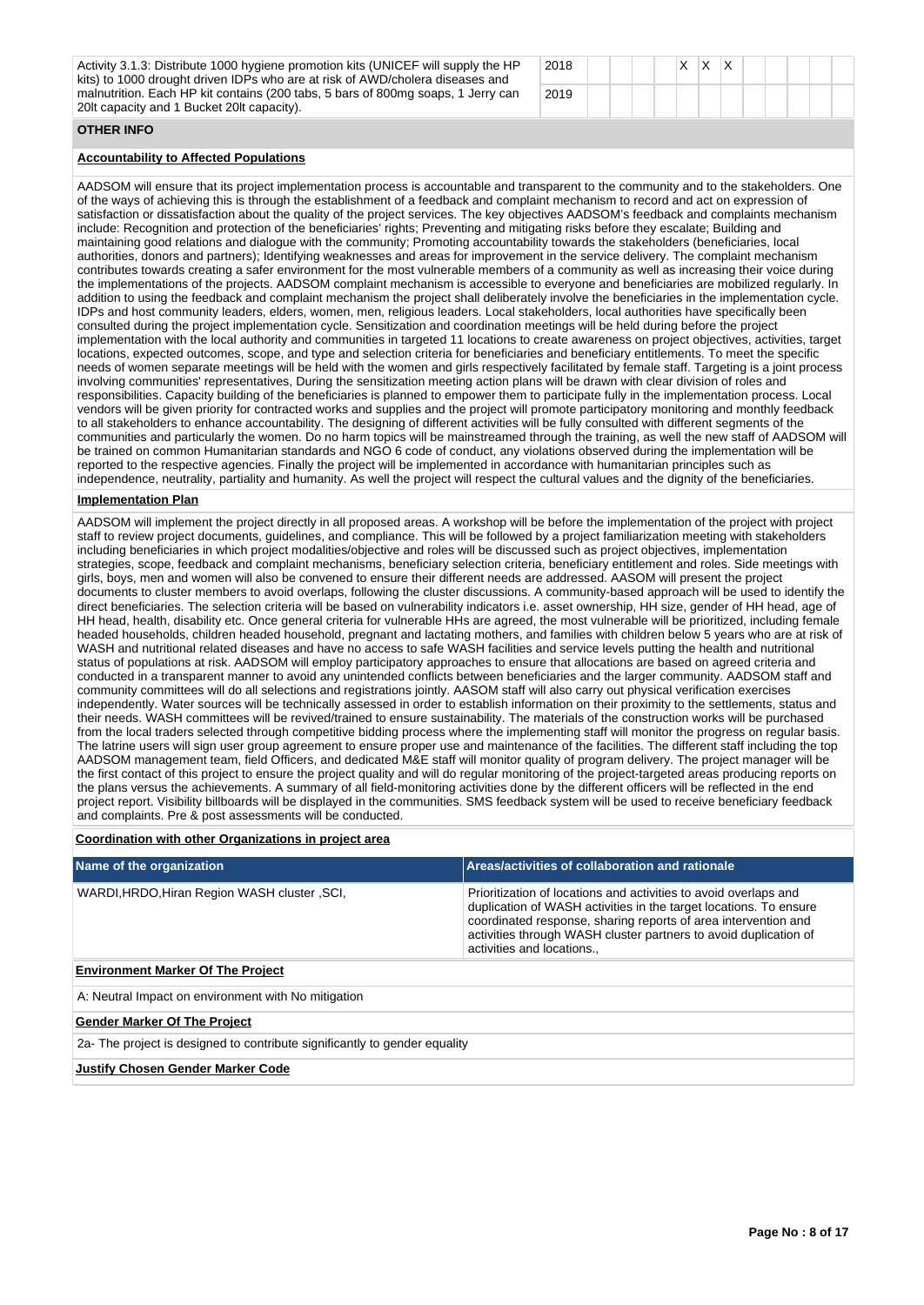| Activity 3.1.3: Distribute 1000 hygiene promotion kits (UNICEF will supply the HP kits) to 1000 drought driven IDPs who are at risk of AWD/cholera diseases and malnutrition. Each HP kit contains (200 tabs, 5 bars of 800mg soaps, 1 Jerry can 20lt capacity and 1 Bucket 20lt capacity). | 2018 | | | | | X | X | X | | | | | |
|---|---|---|---|---|---|---|---|---|---|---|---|---|---|
| | 2019 | | | | | | | | | | | | |

**OTHER INFO**

**Accountability to Affected Populations**

AADSOM will ensure that its project implementation process is accountable and transparent to the community and to the stakeholders. One of the ways of achieving this is through the establishment of a feedback and complaint mechanism to record and act on expression of satisfaction or dissatisfaction about the quality of the project services. The key objectives AADSOM's feedback and complaints mechanism include: Recognition and protection of the beneficiaries' rights; Preventing and mitigating risks before they escalate; Building and maintaining good relations and dialogue with the community; Promoting accountability towards the stakeholders (beneficiaries, local authorities, donors and partners); Identifying weaknesses and areas for improvement in the service delivery. The complaint mechanism contributes towards creating a safer environment for the most vulnerable members of a community as well as increasing their voice during the implementations of the projects. AADSOM complaint mechanism is accessible to everyone and beneficiaries are mobilized regularly. In addition to using the feedback and complaint mechanism the project shall deliberately involve the beneficiaries in the implementation cycle. IDPs and host community leaders, elders, women, men, religious leaders. Local stakeholders, local authorities have specifically been consulted during the project implementation cycle. Sensitization and coordination meetings will be held during before the project implementation with the local authority and communities in targeted 11 locations to create awareness on project objectives, activities, target locations, expected outcomes, scope, and type and selection criteria for beneficiaries and beneficiary entitlements. To meet the specific needs of women separate meetings will be held with the women and girls respectively facilitated by female staff. Targeting is a joint process involving communities' representatives, During the sensitization meeting action plans will be drawn with clear division of roles and responsibilities. Capacity building of the beneficiaries is planned to empower them to participate fully in the implementation process. Local vendors will be given priority for contracted works and supplies and the project will promote participatory monitoring and monthly feedback to all stakeholders to enhance accountability. The designing of different activities will be fully consulted with different segments of the communities and particularly the women. Do no harm topics will be mainstreamed through the training, as well the new staff of AADSOM will be trained on common Humanitarian standards and NGO 6 code of conduct, any violations observed during the implementation will be reported to the respective agencies. Finally the project will be implemented in accordance with humanitarian principles such as independence, neutrality, partiality and humanity. As well the project will respect the cultural values and the dignity of the beneficiaries.

**Implementation Plan**

AADSOM will implement the project directly in all proposed areas. A workshop will be before the implementation of the project with project staff to review project documents, guidelines, and compliance. This will be followed by a project familiarization meeting with stakeholders including beneficiaries in which project modalities/objective and roles will be discussed such as project objectives, implementation strategies, scope, feedback and complaint mechanisms, beneficiary selection criteria, beneficiary entitlement and roles. Side meetings with girls, boys, men and women will also be convened to ensure their different needs are addressed. AASOM will present the project documents to cluster members to avoid overlaps, following the cluster discussions. A community-based approach will be used to identify the direct beneficiaries. The selection criteria will be based on vulnerability indicators i.e. asset ownership, HH size, gender of HH head, age of HH head, health, disability etc. Once general criteria for vulnerable HHs are agreed, the most vulnerable will be prioritized, including female headed households, children headed household, pregnant and lactating mothers, and families with children below 5 years who are at risk of WASH and nutritional related diseases and have no access to safe WASH facilities and service levels putting the health and nutritional status of populations at risk. AADSOM will employ participatory approaches to ensure that allocations are based on agreed criteria and conducted in a transparent manner to avoid any unintended conflicts between beneficiaries and the larger community. AADSOM staff and community committees will do all selections and registrations jointly. AASOM staff will also carry out physical verification exercises independently. Water sources will be technically assessed in order to establish information on their proximity to the settlements, status and their needs. WASH committees will be revived/trained to ensure sustainability. The materials of the construction works will be purchased from the local traders selected through competitive bidding process where the implementing staff will monitor the progress on regular basis. The latrine users will sign user group agreement to ensure proper use and maintenance of the facilities. The different staff including the top AADSOM management team, field Officers, and dedicated M&E staff will monitor quality of program delivery. The project manager will be the first contact of this project to ensure the project quality and will do regular monitoring of the project-targeted areas producing reports on the plans versus the achievements. A summary of all field-monitoring activities done by the different officers will be reflected in the end project report. Visibility billboards will be displayed in the communities. SMS feedback system will be used to receive beneficiary feedback and complaints. Pre & post assessments will be conducted.

**Coordination with other Organizations in project area**

| Name of the organization | Areas/activities of collaboration and rationale |
|---|---|
| WARDI,HRDO,Hiran Region WASH cluster ,SCI, | Prioritization of locations and activities to avoid overlaps and duplication of WASH activities in the target locations. To ensure coordinated response, sharing reports of area intervention and activities through WASH cluster partners to avoid duplication of activities and locations., |

**Environment Marker Of The Project**

A: Neutral Impact on environment with No mitigation

**Gender Marker Of The Project**

2a- The project is designed to contribute significantly to gender equality

**Justify Chosen Gender Marker Code**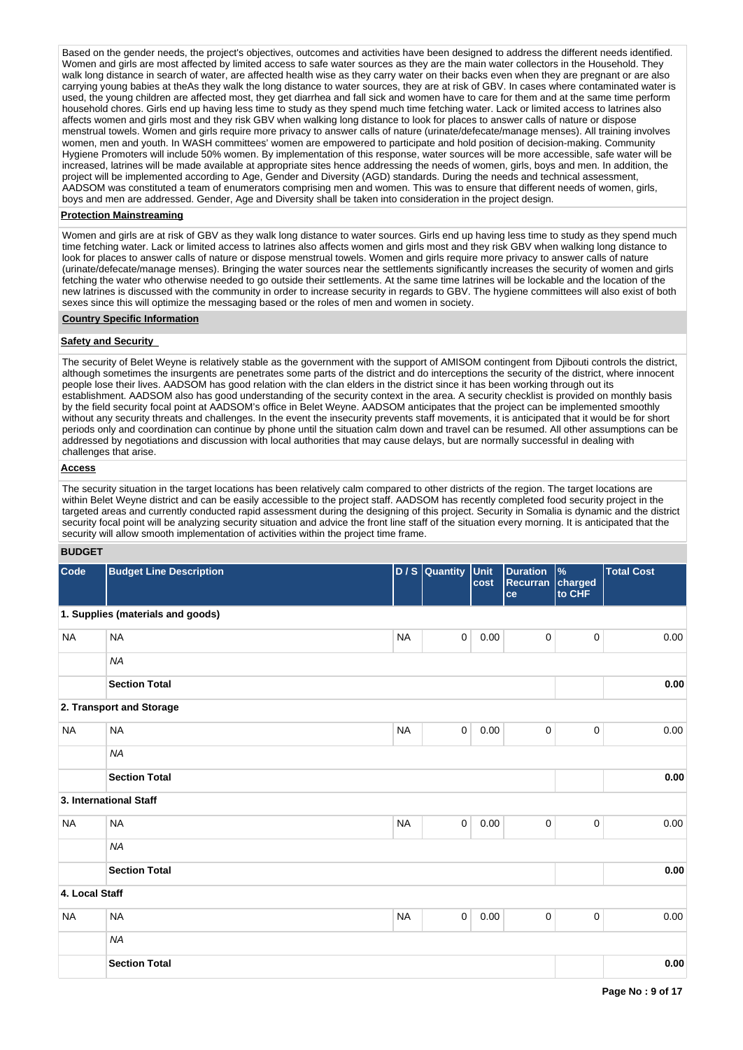Based on the gender needs, the project's objectives, outcomes and activities have been designed to address the different needs identified. Women and girls are most affected by limited access to safe water sources as they are the main water collectors in the Household. They walk long distance in search of water, are affected health wise as they carry water on their backs even when they are pregnant or are also carrying young babies at theAs they walk the long distance to water sources, they are at risk of GBV. In cases where contaminated water is used, the young children are affected most, they get diarrhea and fall sick and women have to care for them and at the same time perform household chores. Girls end up having less time to study as they spend much time fetching water. Lack or limited access to latrines also affects women and girls most and they risk GBV when walking long distance to look for places to answer calls of nature or dispose menstrual towels. Women and girls require more privacy to answer calls of nature (urinate/defecate/manage menses). All training involves women, men and youth. In WASH committees' women are empowered to participate and hold position of decision-making. Community Hygiene Promoters will include 50% women. By implementation of this response, water sources will be more accessible, safe water will be increased, latrines will be made available at appropriate sites hence addressing the needs of women, girls, boys and men. In addition, the project will be implemented according to Age, Gender and Diversity (AGD) standards. During the needs and technical assessment, AADSOM was constituted a team of enumerators comprising men and women. This was to ensure that different needs of women, girls, boys and men are addressed. Gender, Age and Diversity shall be taken into consideration in the project design.

**Protection Mainstreaming**

Women and girls are at risk of GBV as they walk long distance to water sources. Girls end up having less time to study as they spend much time fetching water. Lack or limited access to latrines also affects women and girls most and they risk GBV when walking long distance to look for places to answer calls of nature or dispose menstrual towels. Women and girls require more privacy to answer calls of nature (urinate/defecate/manage menses). Bringing the water sources near the settlements significantly increases the security of women and girls fetching the water who otherwise needed to go outside their settlements. At the same time latrines will be lockable and the location of the new latrines is discussed with the community in order to increase security in regards to GBV. The hygiene committees will also exist of both sexes since this will optimize the messaging based or the roles of men and women in society.

**Country Specific Information**

**Safety and Security**

The security of Belet Weyne is relatively stable as the government with the support of AMISOM contingent from Djibouti controls the district, although sometimes the insurgents are penetrates some parts of the district and do interceptions the security of the district, where innocent people lose their lives. AADSOM has good relation with the clan elders in the district since it has been working through out its establishment. AADSOM also has good understanding of the security context in the area. A security checklist is provided on monthly basis by the field security focal point at AADSOM's office in Belet Weyne. AADSOM anticipates that the project can be implemented smoothly without any security threats and challenges. In the event the insecurity prevents staff movements, it is anticipated that it would be for short periods only and coordination can continue by phone until the situation calm down and travel can be resumed. All other assumptions can be addressed by negotiations and discussion with local authorities that may cause delays, but are normally successful in dealing with challenges that arise.

**Access**

The security situation in the target locations has been relatively calm compared to other districts of the region. The target locations are within Belet Weyne district and can be easily accessible to the project staff. AADSOM has recently completed food security project in the targeted areas and currently conducted rapid assessment during the designing of this project. Security in Somalia is dynamic and the district security focal point will be analyzing security situation and advice the front line staff of the situation every morning. It is anticipated that the security will allow smooth implementation of activities within the project time frame.

## BUDGET

| Code | Budget Line Description | D / S | Quantity | Unit cost | Duration Recurrance | % charged to CHF | Total Cost |
|---|---|---|---|---|---|---|---|
| **1. Supplies (materials and goods)** | | | | | | | |
| NA | NA | NA | 0 | 0.00 | 0 | 0 | 0.00 |
| | *NA* | | | | | | |
| | **Section Total** | | | | | | **0.00** |
| **2. Transport and Storage** | | | | | | | |
| NA | NA | NA | 0 | 0.00 | 0 | 0 | 0.00 |
| | *NA* | | | | | | |
| | **Section Total** | | | | | | **0.00** |
| **3. International Staff** | | | | | | | |
| NA | NA | NA | 0 | 0.00 | 0 | 0 | 0.00 |
| | *NA* | | | | | | |
| | **Section Total** | | | | | | **0.00** |
| **4. Local Staff** | | | | | | | |
| NA | NA | NA | 0 | 0.00 | 0 | 0 | 0.00 |
| | *NA* | | | | | | |
| | **Section Total** | | | | | | **0.00** |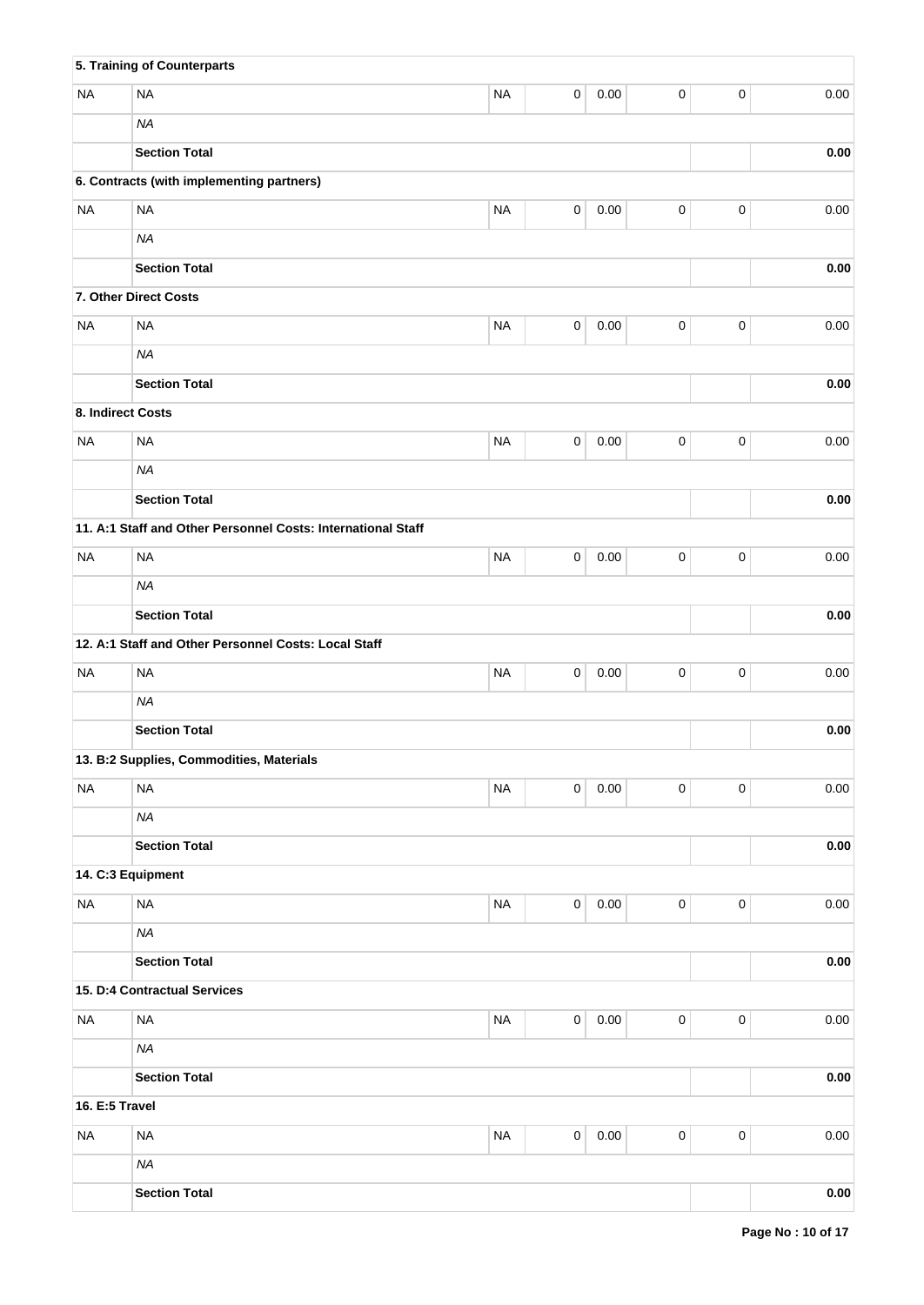| | | | | | | | |
|---|---|---|---|---|---|---|---|
| | **5. Training of Counterparts** | | | | | | |
| NA | NA | NA | 0 | 0.00 | 0 | 0 | 0.00 |
| | *NA* | | | | | | |
| | **Section Total** | | | | | | **0.00** |
| | **6. Contracts (with implementing partners)** | | | | | | |
| NA | NA | NA | 0 | 0.00 | 0 | 0 | 0.00 |
| | *NA* | | | | | | |
| | **Section Total** | | | | | | **0.00** |
| | **7. Other Direct Costs** | | | | | | |
| NA | NA | NA | 0 | 0.00 | 0 | 0 | 0.00 |
| | *NA* | | | | | | |
| | **Section Total** | | | | | | **0.00** |
| **8. Indirect Costs** | | | | | | | |
| NA | NA | NA | 0 | 0.00 | 0 | 0 | 0.00 |
| | *NA* | | | | | | |
| | **Section Total** | | | | | | **0.00** |
| | **11. A:1 Staff and Other Personnel Costs: International Staff** | | | | | | |
| NA | NA | NA | 0 | 0.00 | 0 | 0 | 0.00 |
| | *NA* | | | | | | |
| | **Section Total** | | | | | | **0.00** |
| | **12. A:1 Staff and Other Personnel Costs: Local Staff** | | | | | | |
| NA | NA | NA | 0 | 0.00 | 0 | 0 | 0.00 |
| | *NA* | | | | | | |
| | **Section Total** | | | | | | **0.00** |
| | **13. B:2 Supplies, Commodities, Materials** | | | | | | |
| NA | NA | NA | 0 | 0.00 | 0 | 0 | 0.00 |
| | *NA* | | | | | | |
| | **Section Total** | | | | | | **0.00** |
| **14. C:3 Equipment** | | | | | | | |
| NA | NA | NA | 0 | 0.00 | 0 | 0 | 0.00 |
| | *NA* | | | | | | |
| | **Section Total** | | | | | | **0.00** |
| | **15. D:4 Contractual Services** | | | | | | |
| NA | NA | NA | 0 | 0.00 | 0 | 0 | 0.00 |
| | *NA* | | | | | | |
| | **Section Total** | | | | | | **0.00** |
| **16. E:5 Travel** | | | | | | | |
| NA | NA | NA | 0 | 0.00 | 0 | 0 | 0.00 |
| | *NA* | | | | | | |
| | **Section Total** | | | | | | **0.00** |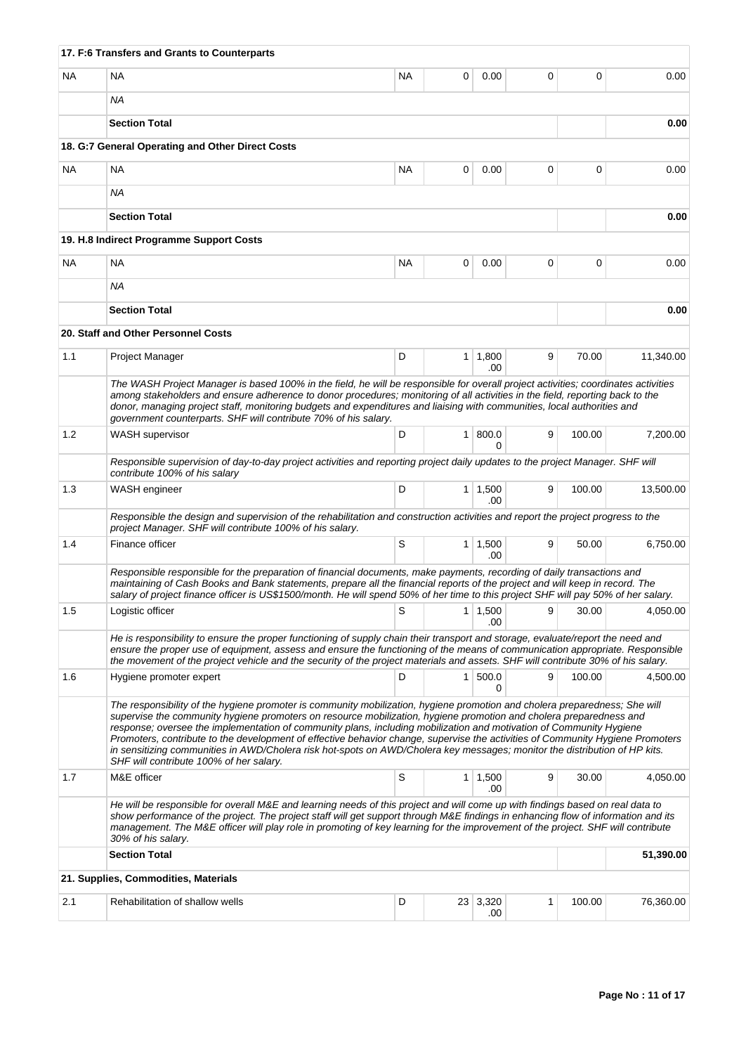| | | | | | | | |
|---|---|---|---|---|---|---|---|
| **17. F:6 Transfers and Grants to Counterparts** | | | | | | | |
| NA | NA | NA | 0 | 0.00 | 0 | 0 | 0.00 |
| | *NA* | | | | | | |
| | **Section Total** | | | | | | **0.00** |
| **18. G:7 General Operating and Other Direct Costs** | | | | | | | |
| NA | NA | NA | 0 | 0.00 | 0 | 0 | 0.00 |
| | *NA* | | | | | | |
| | **Section Total** | | | | | | **0.00** |
| **19. H.8 Indirect Programme Support Costs** | | | | | | | |
| NA | NA | NA | 0 | 0.00 | 0 | 0 | 0.00 |
| | *NA* | | | | | | |
| | **Section Total** | | | | | | **0.00** |
| **20. Staff and Other Personnel Costs** | | | | | | | |
| 1.1 | Project Manager | D | 1 | 1,800.00 | 9 | 70.00 | 11,340.00 |
| | *The WASH Project Manager is based 100% in the field, he will be responsible for overall project activities; coordinates activities among stakeholders and ensure adherence to donor procedures; monitoring of all activities in the field, reporting back to the donor, managing project staff, monitoring budgets and expenditures and liaising with communities, local authorities and government counterparts. SHF will contribute 70% of his salary.* | | | | | | |
| 1.2 | WASH supervisor | D | 1 | 800.00 | 9 | 100.00 | 7,200.00 |
| | *Responsible supervision of day-to-day project activities and reporting project daily updates to the project Manager. SHF will contribute 100% of his salary* | | | | | | |
| 1.3 | WASH engineer | D | 1 | 1,500.00 | 9 | 100.00 | 13,500.00 |
| | *Responsible the design and supervision of the rehabilitation and construction activities and report the project progress to the project Manager. SHF will contribute 100% of his salary.* | | | | | | |
| 1.4 | Finance officer | S | 1 | 1,500.00 | 9 | 50.00 | 6,750.00 |
| | *Responsible responsible for the preparation of financial documents, make payments, recording of daily transactions and maintaining of Cash Books and Bank statements, prepare all the financial reports of the project and will keep in record. The salary of project finance officer is US$1500/month. He will spend 50% of her time to this project SHF will pay 50% of her salary.* | | | | | | |
| 1.5 | Logistic officer | S | 1 | 1,500.00 | 9 | 30.00 | 4,050.00 |
| | *He is responsibility to ensure the proper functioning of supply chain their transport and storage, evaluate/report the need and ensure the proper use of equipment, assess and ensure the functioning of the means of communication appropriate. Responsible the movement of the project vehicle and the security of the project materials and assets. SHF will contribute 30% of his salary.* | | | | | | |
| 1.6 | Hygiene promoter expert | D | 1 | 500.00 | 9 | 100.00 | 4,500.00 |
| | *The responsibility of the hygiene promoter is community mobilization, hygiene promotion and cholera preparedness; She will supervise the community hygiene promoters on resource mobilization, hygiene promotion and cholera preparedness and response; oversee the implementation of community plans, including mobilization and motivation of Community Hygiene Promoters, contribute to the development of effective behavior change, supervise the activities of Community Hygiene Promoters in sensitizing communities in AWD/Cholera risk hot-spots on AWD/Cholera key messages; monitor the distribution of HP kits. SHF will contribute 100% of her salary.* | | | | | | |
| 1.7 | M&E officer | S | 1 | 1,500.00 | 9 | 30.00 | 4,050.00 |
| | *He will be responsible for overall M&E and learning needs of this project and will come up with findings based on real data to show performance of the project. The project staff will get support through M&E findings in enhancing flow of information and its management. The M&E officer will play role in promoting of key learning for the improvement of the project. SHF will contribute 30% of his salary.* | | | | | | |
| | **Section Total** | | | | | | **51,390.00** |
| **21. Supplies, Commodities, Materials** | | | | | | | |
| 2.1 | Rehabilitation of shallow wells | D | 23 | 3,320.00 | 1 | 100.00 | 76,360.00 |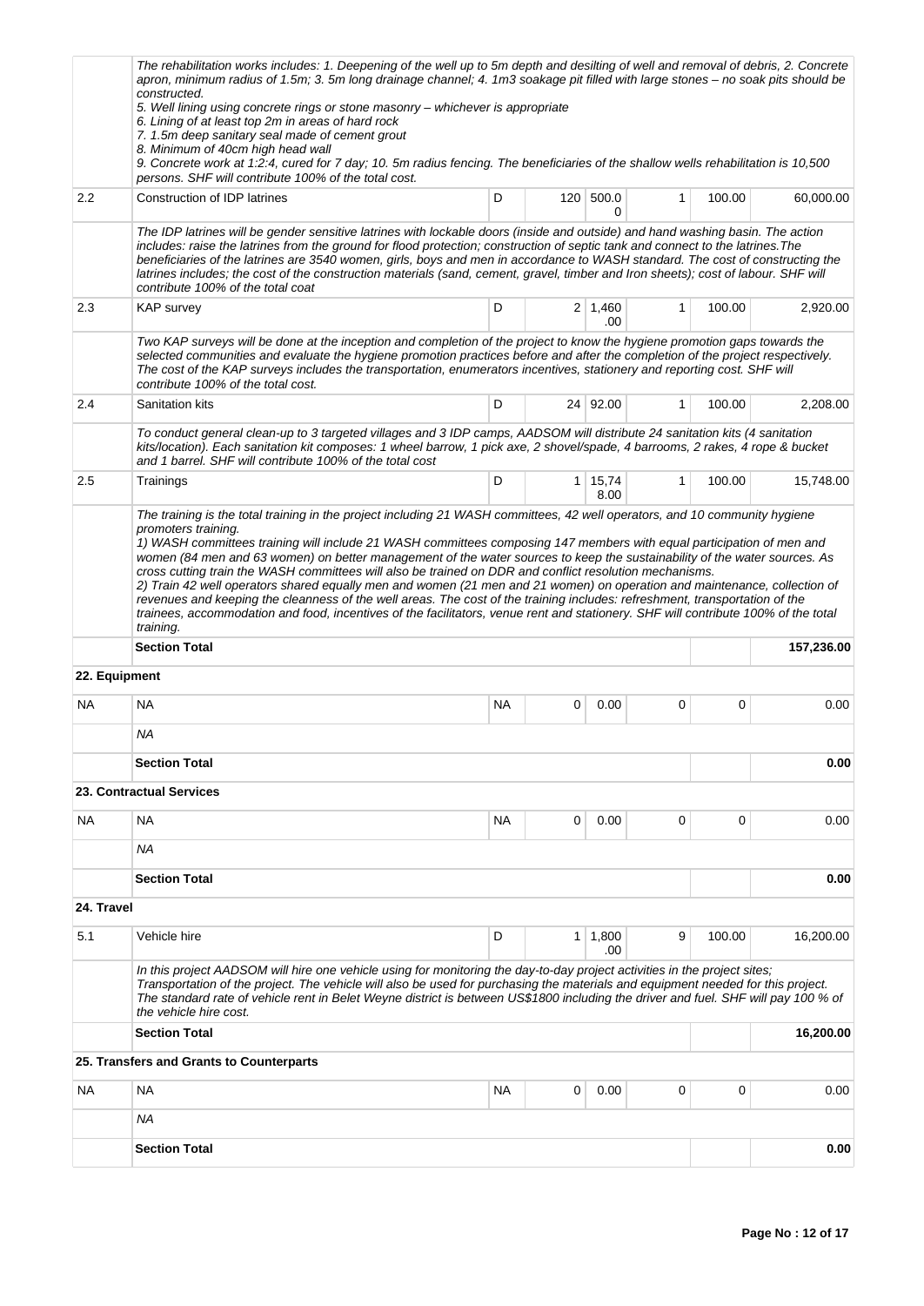| | | | | | | | |
|---|---|---|---|---|---|---|---|
| | *The rehabilitation works includes: 1. Deepening of the well up to 5m depth and desilting of well and removal of debris, 2. Concrete apron, minimum radius of 1.5m; 3. 5m long drainage channel; 4. 1m3 soakage pit filled with large stones – no soak pits should be constructed.*<br>*5. Well lining using concrete rings or stone masonry – whichever is appropriate*<br>*6. Lining of at least top 2m in areas of hard rock*<br>*7. 1.5m deep sanitary seal made of cement grout*<br>*8. Minimum of 40cm high head wall*<br>*9. Concrete work at 1:2:4, cured for 7 day; 10. 5m radius fencing. The beneficiaries of the shallow wells rehabilitation is 10,500 persons. SHF will contribute 100% of the total cost.* | | | | | | |
| 2.2 | Construction of IDP latrines | D | 120 | 500.00 | 1 | 100.00 | 60,000.00 |
| | *The IDP latrines will be gender sensitive latrines with lockable doors (inside and outside) and hand washing basin. The action includes: raise the latrines from the ground for flood protection; construction of septic tank and connect to the latrines.The beneficiaries of the latrines are 3540 women, girls, boys and men in accordance to WASH standard. The cost of constructing the latrines includes; the cost of the construction materials (sand, cement, gravel, timber and Iron sheets); cost of labour. SHF will contribute 100% of the total coat* | | | | | | |
| 2.3 | KAP survey | D | 2 | 1,460.00 | 1 | 100.00 | 2,920.00 |
| | *Two KAP surveys will be done at the inception and completion of the project to know the hygiene promotion gaps towards the selected communities and evaluate the hygiene promotion practices before and after the completion of the project respectively. The cost of the KAP surveys includes the transportation, enumerators incentives, stationery and reporting cost. SHF will contribute 100% of the total cost.* | | | | | | |
| 2.4 | Sanitation kits | D | 24 | 92.00 | 1 | 100.00 | 2,208.00 |
| | *To conduct general clean-up to 3 targeted villages and 3 IDP camps, AADSOM will distribute 24 sanitation kits (4 sanitation kits/location). Each sanitation kit composes: 1 wheel barrow, 1 pick axe, 2 shovel/spade, 4 barrooms, 2 rakes, 4 rope & bucket and 1 barrel. SHF will contribute 100% of the total cost* | | | | | | |
| 2.5 | Trainings | D | 1 | 15,748.00 | 1 | 100.00 | 15,748.00 |
| | *The training is the total training in the project including 21 WASH committees, 42 well operators, and 10 community hygiene promoters training.*<br>*1) WASH committees training will include 21 WASH committees composing 147 members with equal participation of men and women (84 men and 63 women) on better management of the water sources to keep the sustainability of the water sources. As cross cutting train the WASH committees will also be trained on DDR and conflict resolution mechanisms.*<br>*2) Train 42 well operators shared equally men and women (21 men and 21 women) on operation and maintenance, collection of revenues and keeping the cleanness of the well areas. The cost of the training includes: refreshment, transportation of the trainees, accommodation and food, incentives of the facilitators, venue rent and stationery. SHF will contribute 100% of the total training.* | | | | | | |
| | **Section Total** | | | | | | **157,236.00** |
| **22. Equipment** | | | | | | | |
| NA | NA | NA | 0 | 0.00 | 0 | 0 | 0.00 |
| | *NA* | | | | | | |
| | **Section Total** | | | | | | **0.00** |
| | **23. Contractual Services** | | | | | | |
| NA | NA | NA | 0 | 0.00 | 0 | 0 | 0.00 |
| | *NA* | | | | | | |
| | **Section Total** | | | | | | **0.00** |
| **24. Travel** | | | | | | | |
| 5.1 | Vehicle hire | D | 1 | 1,800.00 | 9 | 100.00 | 16,200.00 |
| | *In this project AADSOM will hire one vehicle using for monitoring the day-to-day project activities in the project sites; Transportation of the project. The vehicle will also be used for purchasing the materials and equipment needed for this project. The standard rate of vehicle rent in Belet Weyne district is between US$1800 including the driver and fuel. SHF will pay 100 % of the vehicle hire cost.* | | | | | | |
| | **Section Total** | | | | | | **16,200.00** |
| | **25. Transfers and Grants to Counterparts** | | | | | | |
| NA | NA | NA | 0 | 0.00 | 0 | 0 | 0.00 |
| | *NA* | | | | | | |
| | **Section Total** | | | | | | **0.00** |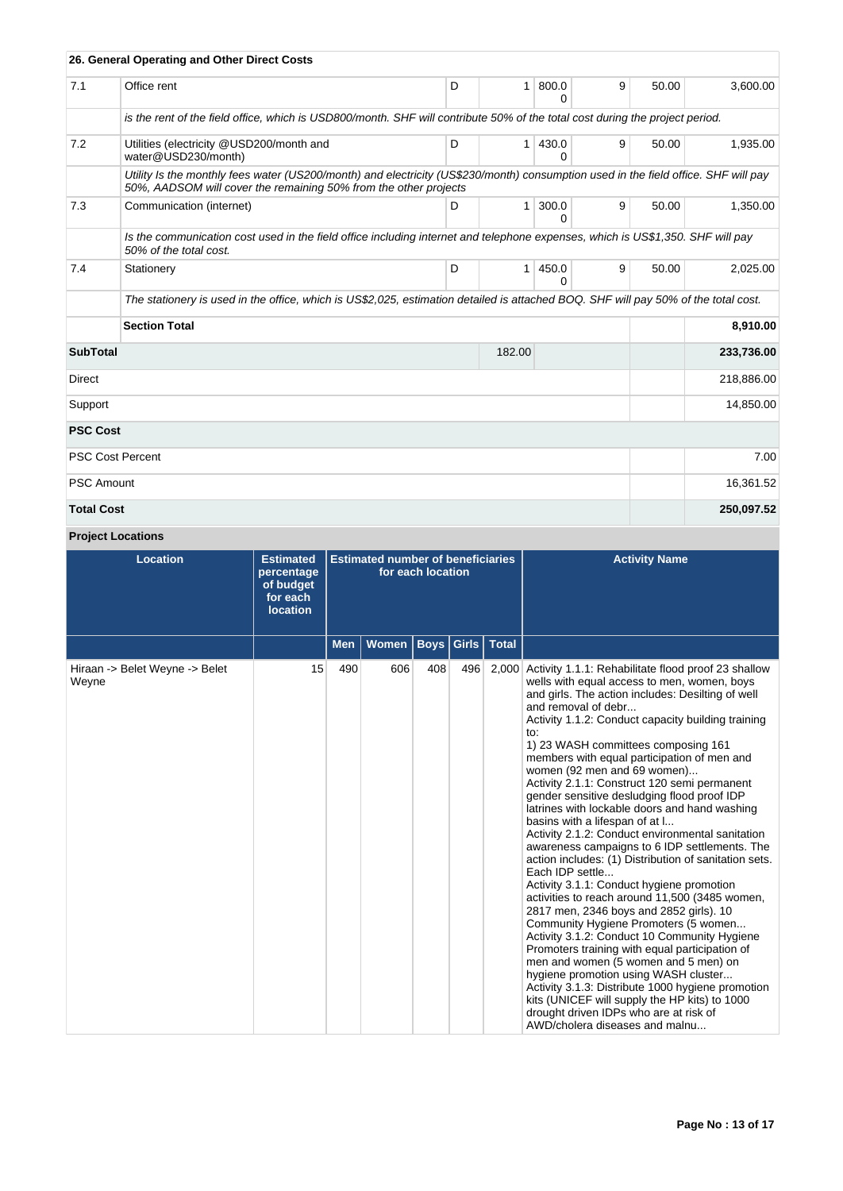| 26. General Operating and Other Direct Costs | | | | | | | |
|---|---|---|---|---|---|---|---|
| 7.1 | Office rent | D | 1 | 800.00 | 9 | 50.00 | 3,600.00 |
| | *is the rent of the field office, which is USD800/month. SHF will contribute 50% of the total cost during the project period.* | | | | | | |
| 7.2 | Utilities (electricity @USD200/month and water@USD230/month) | D | 1 | 430.00 | 9 | 50.00 | 1,935.00 |
| | *Utility Is the monthly fees water (US200/month) and electricity (US$230/month) consumption used in the field office. SHF will pay 50%, AADSOM will cover the remaining 50% from the other projects* | | | | | | |
| 7.3 | Communication (internet) | D | 1 | 300.00 | 9 | 50.00 | 1,350.00 |
| | *Is the communication cost used in the field office including internet and telephone expenses, which is US$1,350. SHF will pay 50% of the total cost.* | | | | | | |
| 7.4 | Stationery | D | 1 | 450.00 | 9 | 50.00 | 2,025.00 |
| | *The stationery is used in the office, which is US$2,025, estimation detailed is attached BOQ. SHF will pay 50% of the total cost.* | | | | | | |
| | **Section Total** | | | | | | **8,910.00** |
| **SubTotal** | | | 182.00 | | | | **233,736.00** |
| Direct | | | | | | | 218,886.00 |
| Support | | | | | | | 14,850.00 |
| **PSC Cost** | | | | | | | |
| PSC Cost Percent | | | | | | | 7.00 |
| PSC Amount | | | | | | | 16,361.52 |
| **Total Cost** | | | | | | | **250,097.52** |

**Project Locations**

| Location | Estimated percentage of budget for each location | Estimated number of beneficiaries for each location | | | | | Activity Name |
|---|---|---|---|---|---|---|---|
| | | Men | Women | Boys | Girls | Total | |
| Hiraan -> Belet Weyne -> Belet Weyne | 15 | 490 | 606 | 408 | 496 | 2,000 | Activity 1.1.1: Rehabilitate flood proof 23 shallow wells with equal access to men, women, boys and girls. The action includes: Desilting of well and removal of debr...<br>Activity 1.1.2: Conduct capacity building training to:<br>1) 23 WASH committees composing 161 members with equal participation of men and women (92 men and 69 women)...<br>Activity 2.1.1: Construct 120 semi permanent gender sensitive desludging flood proof IDP latrines with lockable doors and hand washing basins with a lifespan of at l...<br>Activity 2.1.2: Conduct environmental sanitation awareness campaigns to 6 IDP settlements. The action includes: (1) Distribution of sanitation sets. Each IDP settle...<br>Activity 3.1.1: Conduct hygiene promotion activities to reach around 11,500 (3485 women, 2817 men, 2346 boys and 2852 girls). 10 Community Hygiene Promoters (5 women...<br>Activity 3.1.2: Conduct 10 Community Hygiene Promoters training with equal participation of men and women (5 women and 5 men) on hygiene promotion using WASH cluster...<br>Activity 3.1.3: Distribute 1000 hygiene promotion kits (UNICEF will supply the HP kits) to 1000 drought driven IDPs who are at risk of AWD/cholera diseases and malnu... |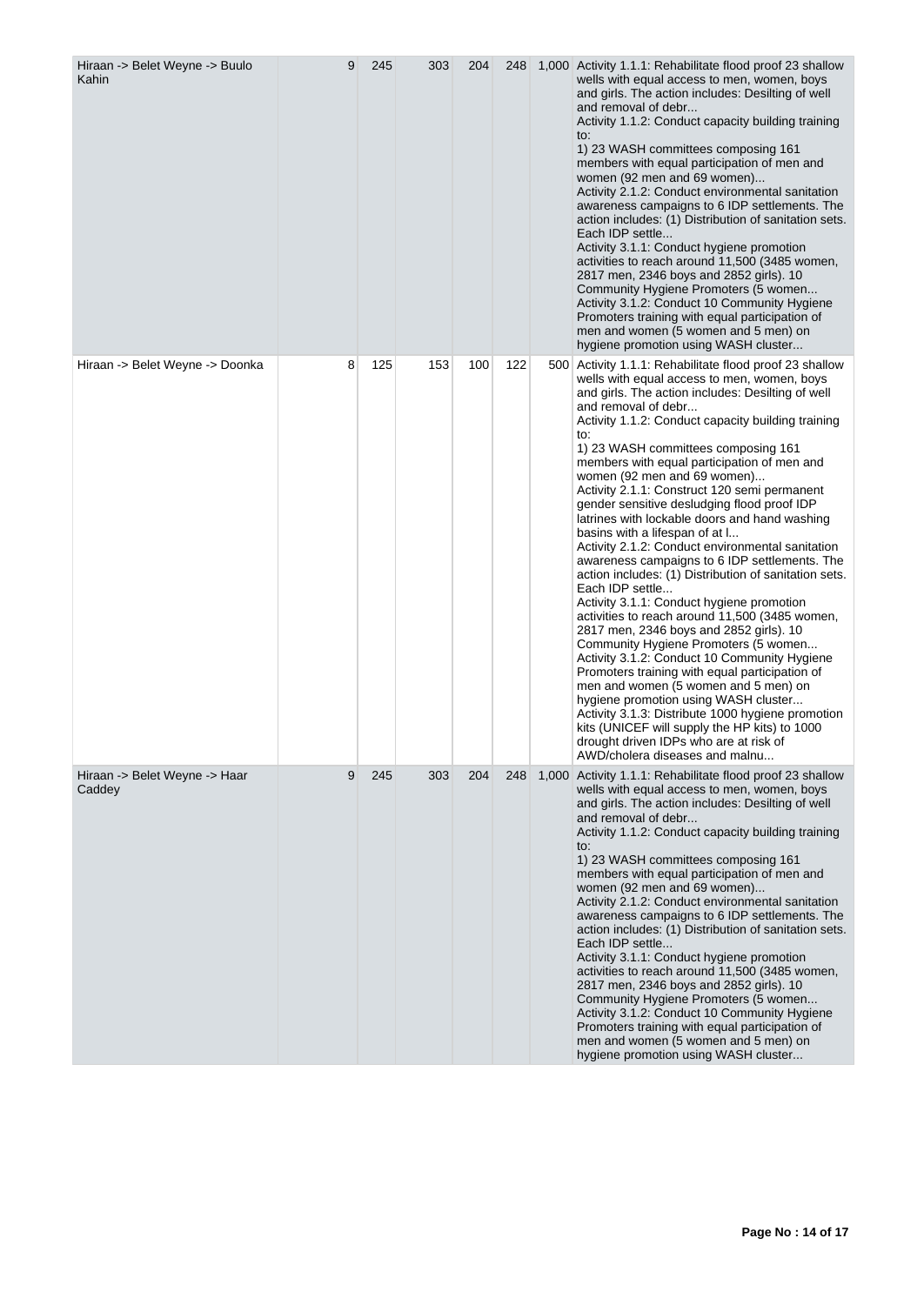| | | | | | | |
|---|---|---|---|---|---|---|
| Hiraan -> Belet Weyne -> Buulo Kahin | 9 | 245 | 303 | 204 | 248 | 1,000 Activity 1.1.1: Rehabilitate flood proof 23 shallow wells with equal access to men, women, boys and girls. The action includes: Desilting of well and removal of debr...<br>Activity 1.1.2: Conduct capacity building training to:<br>1) 23 WASH committees composing 161 members with equal participation of men and women (92 men and 69 women)...<br>Activity 2.1.2: Conduct environmental sanitation awareness campaigns to 6 IDP settlements. The action includes: (1) Distribution of sanitation sets. Each IDP settle...<br>Activity 3.1.1: Conduct hygiene promotion activities to reach around 11,500 (3485 women, 2817 men, 2346 boys and 2852 girls). 10 Community Hygiene Promoters (5 women...<br>Activity 3.1.2: Conduct 10 Community Hygiene Promoters training with equal participation of men and women (5 women and 5 men) on hygiene promotion using WASH cluster... |
| Hiraan -> Belet Weyne -> Doonka | 8 | 125 | 153 | 100 | 122 | 500 Activity 1.1.1: Rehabilitate flood proof 23 shallow wells with equal access to men, women, boys and girls. The action includes: Desilting of well and removal of debr...<br>Activity 1.1.2: Conduct capacity building training to:<br>1) 23 WASH committees composing 161 members with equal participation of men and women (92 men and 69 women)...<br>Activity 2.1.1: Construct 120 semi permanent gender sensitive desludging flood proof IDP latrines with lockable doors and hand washing basins with a lifespan of at l...<br>Activity 2.1.2: Conduct environmental sanitation awareness campaigns to 6 IDP settlements. The action includes: (1) Distribution of sanitation sets. Each IDP settle...<br>Activity 3.1.1: Conduct hygiene promotion activities to reach around 11,500 (3485 women, 2817 men, 2346 boys and 2852 girls). 10 Community Hygiene Promoters (5 women...<br>Activity 3.1.2: Conduct 10 Community Hygiene Promoters training with equal participation of men and women (5 women and 5 men) on hygiene promotion using WASH cluster...<br>Activity 3.1.3: Distribute 1000 hygiene promotion kits (UNICEF will supply the HP kits) to 1000 drought driven IDPs who are at risk of AWD/cholera diseases and malnu... |
| Hiraan -> Belet Weyne -> Haar Caddey | 9 | 245 | 303 | 204 | 248 | 1,000 Activity 1.1.1: Rehabilitate flood proof 23 shallow wells with equal access to men, women, boys and girls. The action includes: Desilting of well and removal of debr...<br>Activity 1.1.2: Conduct capacity building training to:<br>1) 23 WASH committees composing 161 members with equal participation of men and women (92 men and 69 women)...<br>Activity 2.1.2: Conduct environmental sanitation awareness campaigns to 6 IDP settlements. The action includes: (1) Distribution of sanitation sets. Each IDP settle...<br>Activity 3.1.1: Conduct hygiene promotion activities to reach around 11,500 (3485 women, 2817 men, 2346 boys and 2852 girls). 10 Community Hygiene Promoters (5 women...<br>Activity 3.1.2: Conduct 10 Community Hygiene Promoters training with equal participation of men and women (5 women and 5 men) on hygiene promotion using WASH cluster... |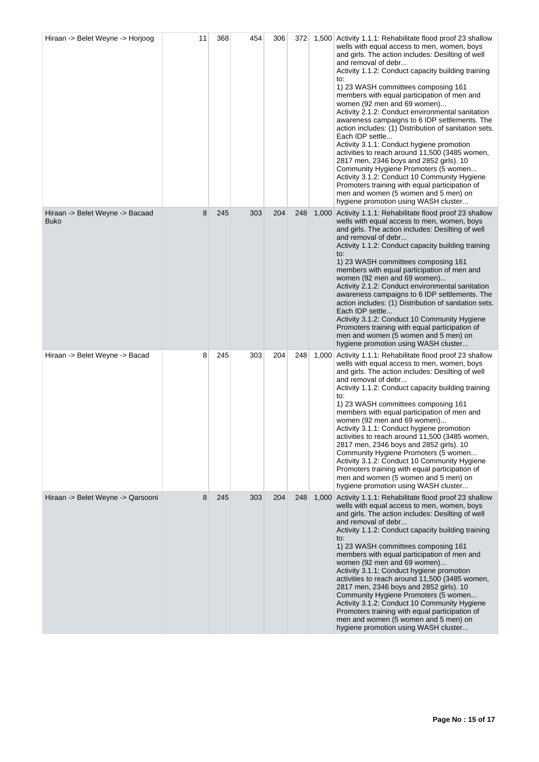| | | | | | | |
|---|---|---|---|---|---|---|
| Hiraan -> Belet Weyne -> Horjoog | 11 | 368 | 454 | 306 | 372 | 1,500 Activity 1.1.1: Rehabilitate flood proof 23 shallow wells with equal access to men, women, boys and girls. The action includes: Desilting of well and removal of debr...<br>Activity 1.1.2: Conduct capacity building training to:<br>1) 23 WASH committees composing 161 members with equal participation of men and women (92 men and 69 women)...<br>Activity 2.1.2: Conduct environmental sanitation awareness campaigns to 6 IDP settlements. The action includes: (1) Distribution of sanitation sets. Each IDP settle...<br>Activity 3.1.1: Conduct hygiene promotion activities to reach around 11,500 (3485 women, 2817 men, 2346 boys and 2852 girls). 10 Community Hygiene Promoters (5 women...<br>Activity 3.1.2: Conduct 10 Community Hygiene Promoters training with equal participation of men and women (5 women and 5 men) on hygiene promotion using WASH cluster... |
| Hiraan -> Belet Weyne -> Bacaad Buko | 8 | 245 | 303 | 204 | 248 | 1,000 Activity 1.1.1: Rehabilitate flood proof 23 shallow wells with equal access to men, women, boys and girls. The action includes: Desilting of well and removal of debr...<br>Activity 1.1.2: Conduct capacity building training to:<br>1) 23 WASH committees composing 161 members with equal participation of men and women (92 men and 69 women)...<br>Activity 2.1.2: Conduct environmental sanitation awareness campaigns to 6 IDP settlements. The action includes: (1) Distribution of sanitation sets. Each IDP settle...<br>Activity 3.1.2: Conduct 10 Community Hygiene Promoters training with equal participation of men and women (5 women and 5 men) on hygiene promotion using WASH cluster... |
| Hiraan -> Belet Weyne -> Bacad | 8 | 245 | 303 | 204 | 248 | 1,000 Activity 1.1.1: Rehabilitate flood proof 23 shallow wells with equal access to men, women, boys and girls. The action includes: Desilting of well and removal of debr...<br>Activity 1.1.2: Conduct capacity building training to:<br>1) 23 WASH committees composing 161 members with equal participation of men and women (92 men and 69 women)...<br>Activity 3.1.1: Conduct hygiene promotion activities to reach around 11,500 (3485 women, 2817 men, 2346 boys and 2852 girls). 10 Community Hygiene Promoters (5 women...<br>Activity 3.1.2: Conduct 10 Community Hygiene Promoters training with equal participation of men and women (5 women and 5 men) on hygiene promotion using WASH cluster... |
| Hiraan -> Belet Weyne -> Qarsooni | 8 | 245 | 303 | 204 | 248 | 1,000 Activity 1.1.1: Rehabilitate flood proof 23 shallow wells with equal access to men, women, boys and girls. The action includes: Desilting of well and removal of debr...<br>Activity 1.1.2: Conduct capacity building training to:<br>1) 23 WASH committees composing 161 members with equal participation of men and women (92 men and 69 women)...<br>Activity 3.1.1: Conduct hygiene promotion activities to reach around 11,500 (3485 women, 2817 men, 2346 boys and 2852 girls). 10 Community Hygiene Promoters (5 women...<br>Activity 3.1.2: Conduct 10 Community Hygiene Promoters training with equal participation of men and women (5 women and 5 men) on hygiene promotion using WASH cluster... |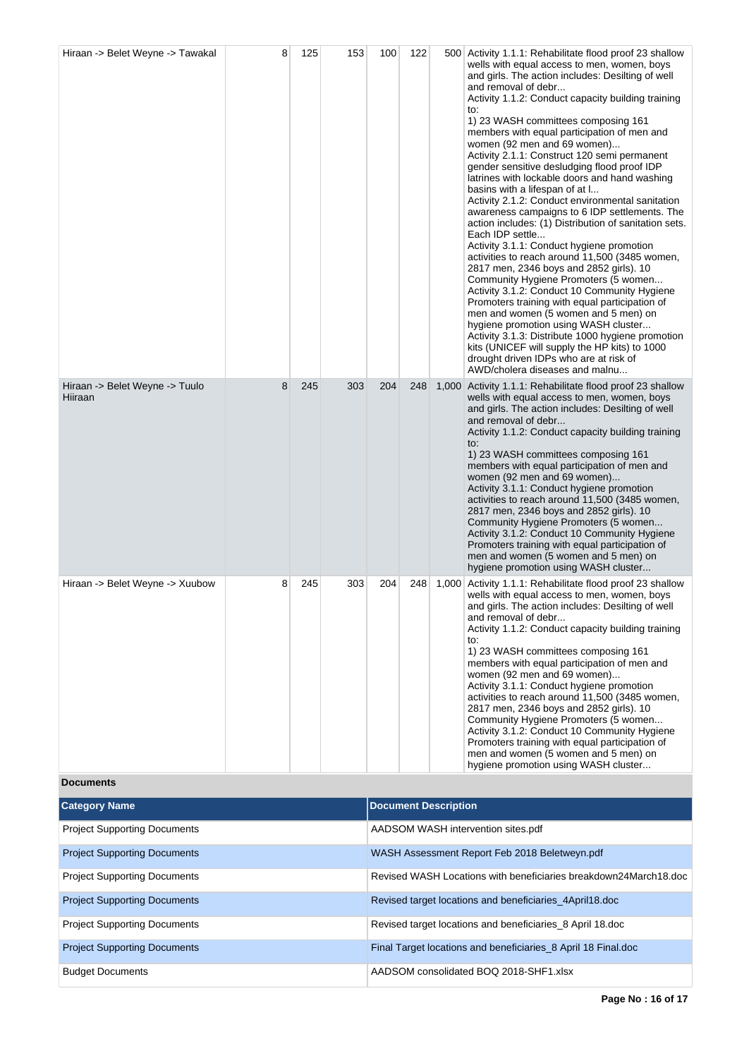| | | | | | | | |
|---|---|---|---|---|---|---|---|
| Hiraan -> Belet Weyne -> Tawakal | 8 | 125 | 153 | 100 | 122 | 500 | Activity 1.1.1: Rehabilitate flood proof 23 shallow wells with equal access to men, women, boys and girls. The action includes: Desilting of well and removal of debr...<br>Activity 1.1.2: Conduct capacity building training to:<br>1) 23 WASH committees composing 161 members with equal participation of men and women (92 men and 69 women)...<br>Activity 2.1.1: Construct 120 semi permanent gender sensitive desludging flood proof IDP latrines with lockable doors and hand washing basins with a lifespan of at l...<br>Activity 2.1.2: Conduct environmental sanitation awareness campaigns to 6 IDP settlements. The action includes: (1) Distribution of sanitation sets. Each IDP settle...<br>Activity 3.1.1: Conduct hygiene promotion activities to reach around 11,500 (3485 women, 2817 men, 2346 boys and 2852 girls). 10 Community Hygiene Promoters (5 women...<br>Activity 3.1.2: Conduct 10 Community Hygiene Promoters training with equal participation of men and women (5 women and 5 men) on hygiene promotion using WASH cluster...<br>Activity 3.1.3: Distribute 1000 hygiene promotion kits (UNICEF will supply the HP kits) to 1000 drought driven IDPs who are at risk of AWD/cholera diseases and malnu... |
| Hiraan -> Belet Weyne -> Tuulo Hiiraan | 8 | 245 | 303 | 204 | 248 | 1,000 | Activity 1.1.1: Rehabilitate flood proof 23 shallow wells with equal access to men, women, boys and girls. The action includes: Desilting of well and removal of debr...<br>Activity 1.1.2: Conduct capacity building training to:<br>1) 23 WASH committees composing 161 members with equal participation of men and women (92 men and 69 women)...<br>Activity 3.1.1: Conduct hygiene promotion activities to reach around 11,500 (3485 women, 2817 men, 2346 boys and 2852 girls). 10 Community Hygiene Promoters (5 women...<br>Activity 3.1.2: Conduct 10 Community Hygiene Promoters training with equal participation of men and women (5 women and 5 men) on hygiene promotion using WASH cluster... |
| Hiraan -> Belet Weyne -> Xuubow | 8 | 245 | 303 | 204 | 248 | 1,000 | Activity 1.1.1: Rehabilitate flood proof 23 shallow wells with equal access to men, women, boys and girls. The action includes: Desilting of well and removal of debr...<br>Activity 1.1.2: Conduct capacity building training to:<br>1) 23 WASH committees composing 161 members with equal participation of men and women (92 men and 69 women)...<br>Activity 3.1.1: Conduct hygiene promotion activities to reach around 11,500 (3485 women, 2817 men, 2346 boys and 2852 girls). 10 Community Hygiene Promoters (5 women...<br>Activity 3.1.2: Conduct 10 Community Hygiene Promoters training with equal participation of men and women (5 women and 5 men) on hygiene promotion using WASH cluster... |

**Documents**

| Category Name | Document Description |
|---|---|
| Project Supporting Documents | AADSOM WASH intervention sites.pdf |
| Project Supporting Documents | WASH Assessment Report Feb 2018 Beletweyn.pdf |
| Project Supporting Documents | Revised WASH Locations with beneficiaries breakdown24March18.doc |
| Project Supporting Documents | Revised target locations and beneficiaries_4April18.doc |
| Project Supporting Documents | Revised target locations and beneficiaries_8 April 18.doc |
| Project Supporting Documents | Final Target locations and beneficiaries_8 April 18 Final.doc |
| Budget Documents | AADSOM consolidated BOQ 2018-SHF1.xlsx |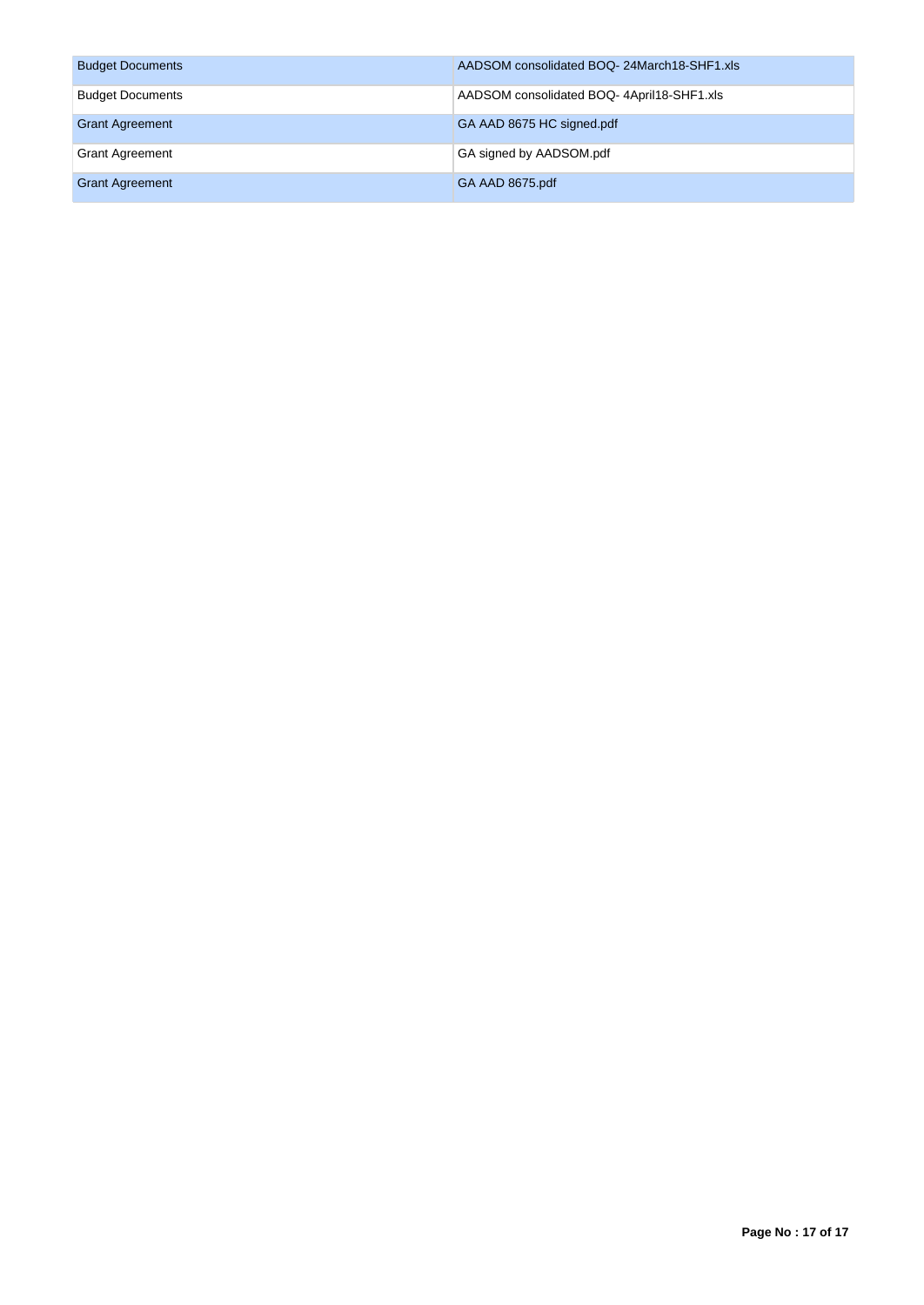| | |
|---|---|
| Budget Documents | AADSOM consolidated BOQ- 24March18-SHF1.xls |
| Budget Documents | AADSOM consolidated BOQ- 4April18-SHF1.xls |
| Grant Agreement | GA AAD 8675 HC signed.pdf |
| Grant Agreement | GA signed by AADSOM.pdf |
| Grant Agreement | GA AAD 8675.pdf |